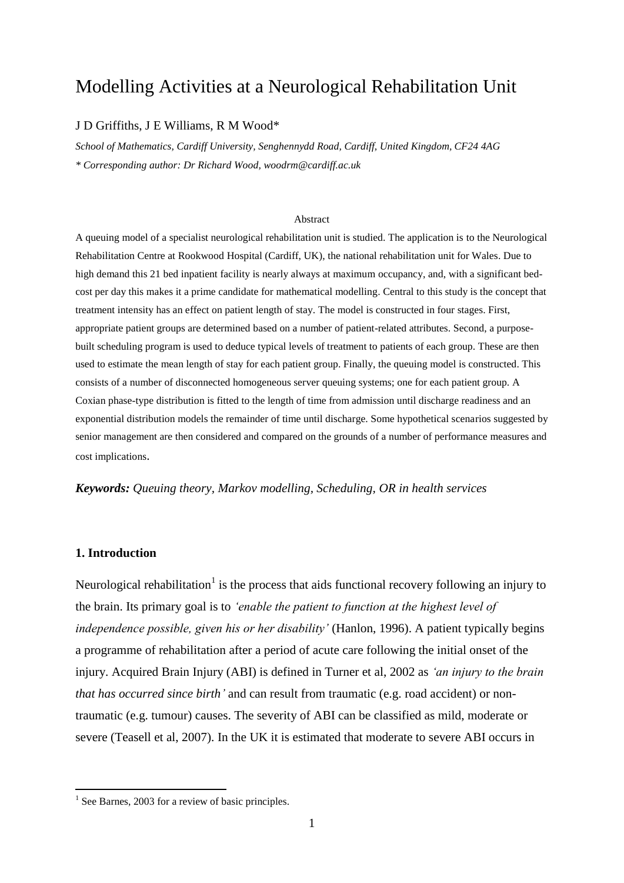# Modelling Activities at a Neurological Rehabilitation Unit

J D Griffiths, J E Williams, R M Wood*

*School of Mathematics, Cardiff University, Senghennydd Road, Cardiff, United Kingdom, CF24 4AG*

*\* Corresponding author: Dr Richard Wood, woodrm@cardiff.ac.uk*

## Abstract

A queuing model of a specialist neurological rehabilitation unit is studied. The application is to the Neurological Rehabilitation Centre at Rookwood Hospital (Cardiff, UK), the national rehabilitation unit for Wales. Due to high demand this 21 bed inpatient facility is nearly always at maximum occupancy, and, with a significant bed-cost per day this makes it a prime candidate for mathematical modelling. Central to this study is the concept that treatment intensity has an effect on patient length of stay. The model is constructed in four stages. First, appropriate patient groups are determined based on a number of patient-related attributes. Second, a purpose-built scheduling program is used to deduce typical levels of treatment to patients of each group. These are then used to estimate the mean length of stay for each patient group. Finally, the queuing model is constructed. This consists of a number of disconnected homogeneous server queuing systems; one for each patient group. A Coxian phase-type distribution is fitted to the length of time from admission until discharge readiness and an exponential distribution models the remainder of time until discharge. Some hypothetical scenarios suggested by senior management are then considered and compared on the grounds of a number of performance measures and cost implications.

***Keywords:*** *Queuing theory, Markov modelling, Scheduling, OR in health services*

## 1. Introduction

Neurological rehabilitation[1] is the process that aids functional recovery following an injury to the brain. Its primary goal is to *'enable the patient to function at the highest level of independence possible, given his or her disability'* (Hanlon, 1996). A patient typically begins a programme of rehabilitation after a period of acute care following the initial onset of the injury. Acquired Brain Injury (ABI) is defined in Turner et al, 2002 as *'an injury to the brain that has occurred since birth'* and can result from traumatic (e.g. road accident) or non-traumatic (e.g. tumour) causes. The severity of ABI can be classified as mild, moderate or severe (Teasell et al, 2007). In the UK it is estimated that moderate to severe ABI occurs in

[1] See Barnes, 2003 for a review of basic principles.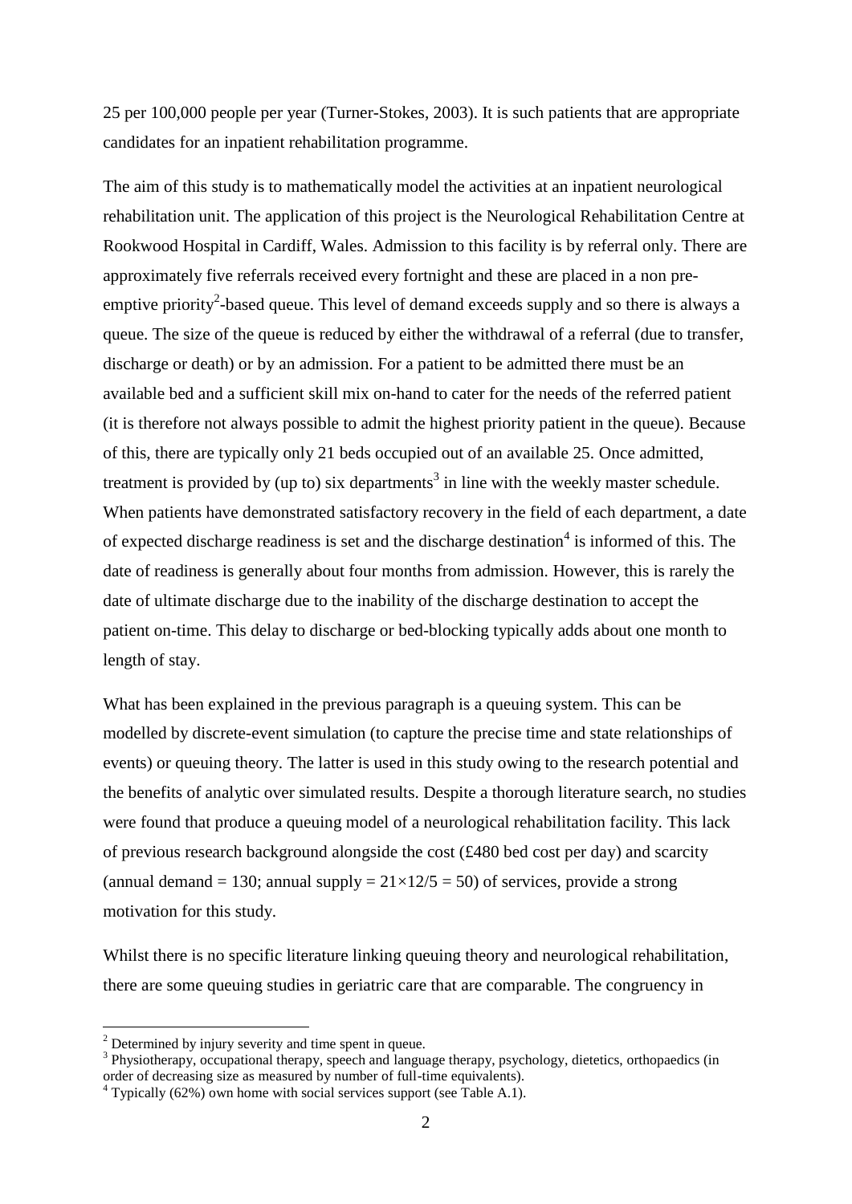25 per 100,000 people per year (Turner-Stokes, 2003). It is such patients that are appropriate candidates for an inpatient rehabilitation programme.

The aim of this study is to mathematically model the activities at an inpatient neurological rehabilitation unit. The application of this project is the Neurological Rehabilitation Centre at Rookwood Hospital in Cardiff, Wales. Admission to this facility is by referral only. There are approximately five referrals received every fortnight and these are placed in a non pre-emptive priority[2]-based queue. This level of demand exceeds supply and so there is always a queue. The size of the queue is reduced by either the withdrawal of a referral (due to transfer, discharge or death) or by an admission. For a patient to be admitted there must be an available bed and a sufficient skill mix on-hand to cater for the needs of the referred patient (it is therefore not always possible to admit the highest priority patient in the queue). Because of this, there are typically only 21 beds occupied out of an available 25. Once admitted, treatment is provided by (up to) six departments[3] in line with the weekly master schedule. When patients have demonstrated satisfactory recovery in the field of each department, a date of expected discharge readiness is set and the discharge destination[4] is informed of this. The date of readiness is generally about four months from admission. However, this is rarely the date of ultimate discharge due to the inability of the discharge destination to accept the patient on-time. This delay to discharge or bed-blocking typically adds about one month to length of stay.

What has been explained in the previous paragraph is a queuing system. This can be modelled by discrete-event simulation (to capture the precise time and state relationships of events) or queuing theory. The latter is used in this study owing to the research potential and the benefits of analytic over simulated results. Despite a thorough literature search, no studies were found that produce a queuing model of a neurological rehabilitation facility. This lack of previous research background alongside the cost (£480 bed cost per day) and scarcity (annual demand = 130; annual supply = $21 \times 12/5 = 50$) of services, provide a strong motivation for this study.

Whilst there is no specific literature linking queuing theory and neurological rehabilitation, there are some queuing studies in geriatric care that are comparable. The congruency in

---

[2] Determined by injury severity and time spent in queue.

[3] Physiotherapy, occupational therapy, speech and language therapy, psychology, dietetics, orthopaedics (in order of decreasing size as measured by number of full-time equivalents).

[4] Typically (62%) own home with social services support (see Table A.1).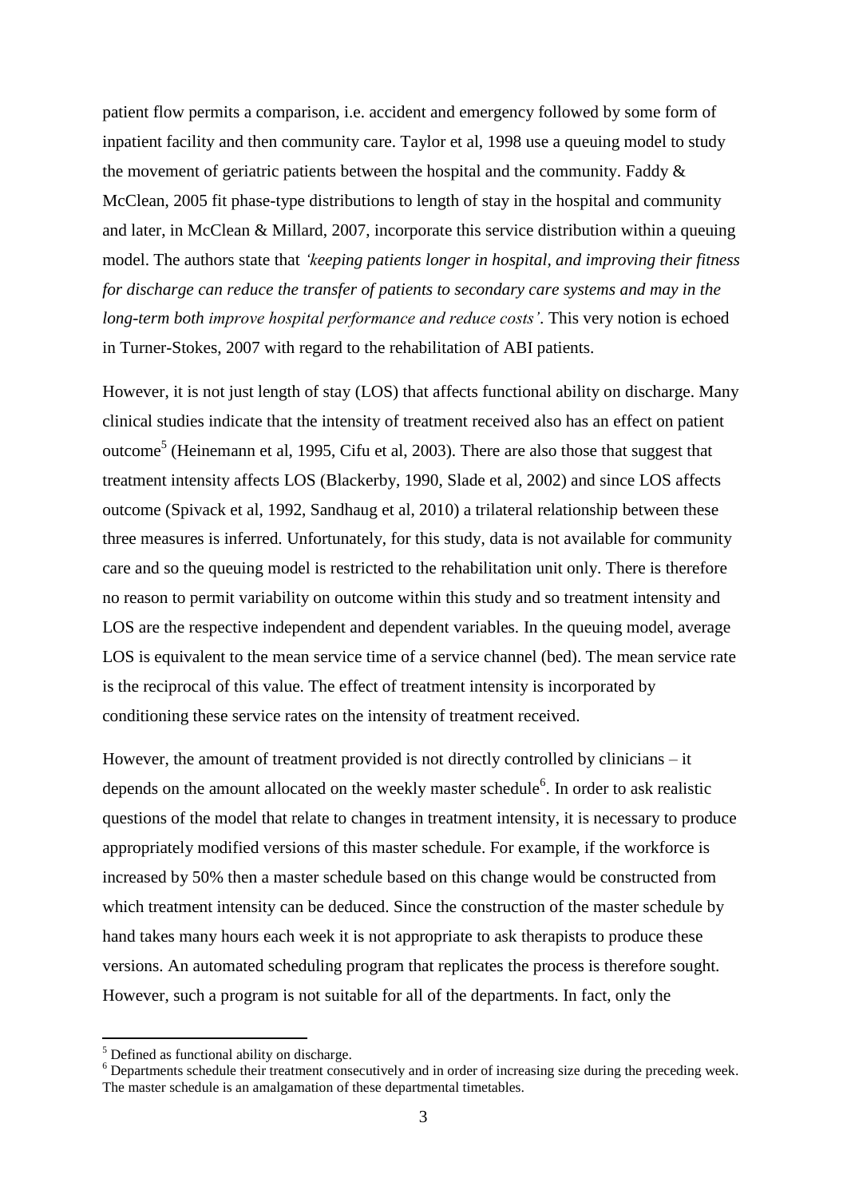patient flow permits a comparison, i.e. accident and emergency followed by some form of inpatient facility and then community care. Taylor et al, 1998 use a queuing model to study the movement of geriatric patients between the hospital and the community. Faddy & McClean, 2005 fit phase-type distributions to length of stay in the hospital and community and later, in McClean & Millard, 2007, incorporate this service distribution within a queuing model. The authors state that *'keeping patients longer in hospital, and improving their fitness for discharge can reduce the transfer of patients to secondary care systems and may in the long-term both improve hospital performance and reduce costs'*. This very notion is echoed in Turner-Stokes, 2007 with regard to the rehabilitation of ABI patients.

However, it is not just length of stay (LOS) that affects functional ability on discharge. Many clinical studies indicate that the intensity of treatment received also has an effect on patient outcome[5] (Heinemann et al, 1995, Cifu et al, 2003). There are also those that suggest that treatment intensity affects LOS (Blackerby, 1990, Slade et al, 2002) and since LOS affects outcome (Spivack et al, 1992, Sandhaug et al, 2010) a trilateral relationship between these three measures is inferred. Unfortunately, for this study, data is not available for community care and so the queuing model is restricted to the rehabilitation unit only. There is therefore no reason to permit variability on outcome within this study and so treatment intensity and LOS are the respective independent and dependent variables. In the queuing model, average LOS is equivalent to the mean service time of a service channel (bed). The mean service rate is the reciprocal of this value. The effect of treatment intensity is incorporated by conditioning these service rates on the intensity of treatment received.

However, the amount of treatment provided is not directly controlled by clinicians – it depends on the amount allocated on the weekly master schedule[6]. In order to ask realistic questions of the model that relate to changes in treatment intensity, it is necessary to produce appropriately modified versions of this master schedule. For example, if the workforce is increased by 50% then a master schedule based on this change would be constructed from which treatment intensity can be deduced. Since the construction of the master schedule by hand takes many hours each week it is not appropriate to ask therapists to produce these versions. An automated scheduling program that replicates the process is therefore sought. However, such a program is not suitable for all of the departments. In fact, only the

[5] Defined as functional ability on discharge.

[6] Departments schedule their treatment consecutively and in order of increasing size during the preceding week. The master schedule is an amalgamation of these departmental timetables.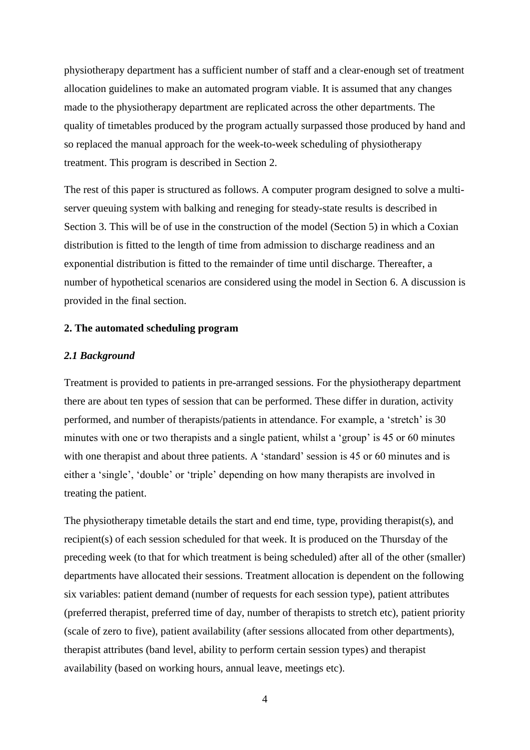physiotherapy department has a sufficient number of staff and a clear-enough set of treatment allocation guidelines to make an automated program viable. It is assumed that any changes made to the physiotherapy department are replicated across the other departments. The quality of timetables produced by the program actually surpassed those produced by hand and so replaced the manual approach for the week-to-week scheduling of physiotherapy treatment. This program is described in Section 2.

The rest of this paper is structured as follows. A computer program designed to solve a multi-server queuing system with balking and reneging for steady-state results is described in Section 3. This will be of use in the construction of the model (Section 5) in which a Coxian distribution is fitted to the length of time from admission to discharge readiness and an exponential distribution is fitted to the remainder of time until discharge. Thereafter, a number of hypothetical scenarios are considered using the model in Section 6. A discussion is provided in the final section.

## 2. The automated scheduling program

### *2.1 Background*

Treatment is provided to patients in pre-arranged sessions. For the physiotherapy department there are about ten types of session that can be performed. These differ in duration, activity performed, and number of therapists/patients in attendance. For example, a 'stretch' is 30 minutes with one or two therapists and a single patient, whilst a 'group' is 45 or 60 minutes with one therapist and about three patients. A 'standard' session is 45 or 60 minutes and is either a 'single', 'double' or 'triple' depending on how many therapists are involved in treating the patient.

The physiotherapy timetable details the start and end time, type, providing therapist(s), and recipient(s) of each session scheduled for that week. It is produced on the Thursday of the preceding week (to that for which treatment is being scheduled) after all of the other (smaller) departments have allocated their sessions. Treatment allocation is dependent on the following six variables: patient demand (number of requests for each session type), patient attributes (preferred therapist, preferred time of day, number of therapists to stretch etc), patient priority (scale of zero to five), patient availability (after sessions allocated from other departments), therapist attributes (band level, ability to perform certain session types) and therapist availability (based on working hours, annual leave, meetings etc).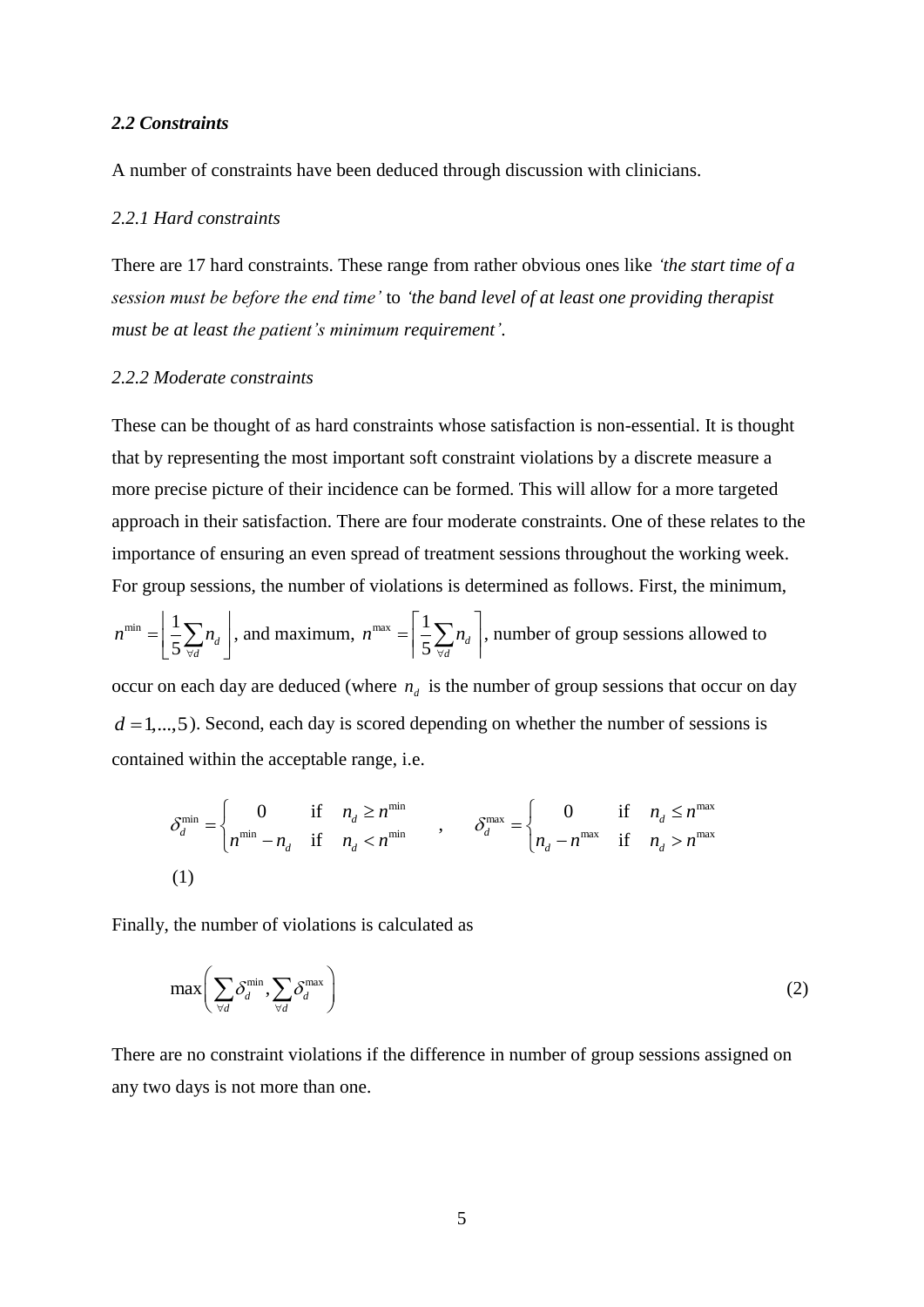### *2.2 Constraints*

A number of constraints have been deduced through discussion with clinicians.

#### *2.2.1 Hard constraints*

There are 17 hard constraints. These range from rather obvious ones like *'the start time of a session must be before the end time'* to *'the band level of at least one providing therapist must be at least the patient's minimum requirement'*.

#### *2.2.2 Moderate constraints*

These can be thought of as hard constraints whose satisfaction is non-essential. It is thought that by representing the most important soft constraint violations by a discrete measure a more precise picture of their incidence can be formed. This will allow for a more targeted approach in their satisfaction. There are four moderate constraints. One of these relates to the importance of ensuring an even spread of treatment sessions throughout the working week. For group sessions, the number of violations is determined as follows. First, the minimum, $n^{\min} = \left\lfloor \frac{1}{5} \sum_{\forall d} n_d \right\rfloor$, and maximum, $n^{\max} = \left\lceil \frac{1}{5} \sum_{\forall d} n_d \right\rceil$, number of group sessions allowed to occur on each day are deduced (where $n_d$ is the number of group sessions that occur on day $d = 1,...,5$). Second, each day is scored depending on whether the number of sessions is contained within the acceptable range, i.e.

$$\delta_d^{\min} = \begin{cases} 0 & \text{if} \quad n_d \geq n^{\min} \\ n^{\min} - n_d & \text{if} \quad n_d < n^{\min} \end{cases} \quad , \quad \delta_d^{\max} = \begin{cases} 0 & \text{if} \quad n_d \leq n^{\max} \\ n_d - n^{\max} & \text{if} \quad n_d > n^{\max} \end{cases} \tag{1}$$

Finally, the number of violations is calculated as

$$\max\left( \sum_{\forall d} \delta_d^{\min}, \sum_{\forall d} \delta_d^{\max} \right) \tag{2}$$

There are no constraint violations if the difference in number of group sessions assigned on any two days is not more than one.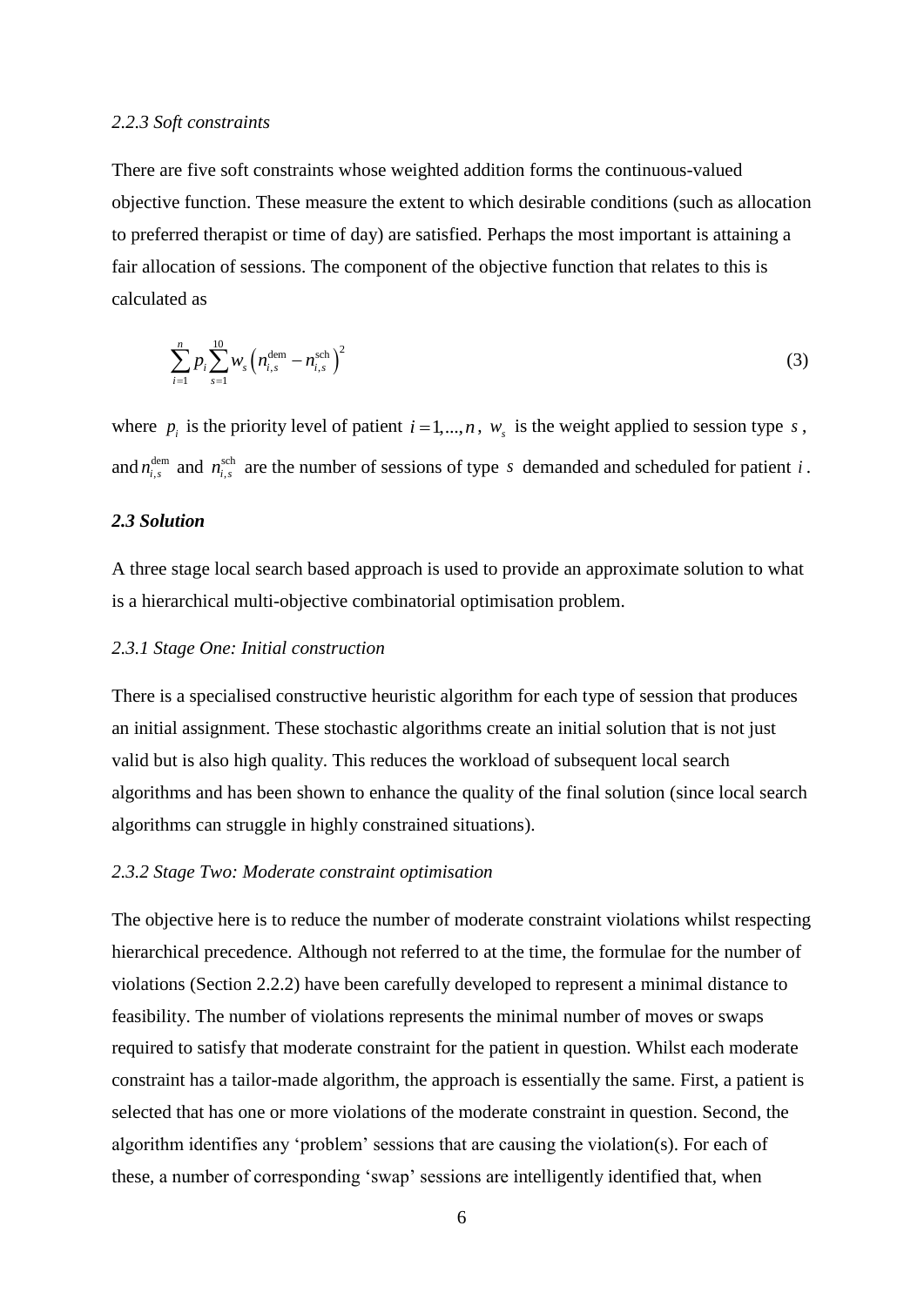*2.2.3 Soft constraints*

There are five soft constraints whose weighted addition forms the continuous-valued objective function. These measure the extent to which desirable conditions (such as allocation to preferred therapist or time of day) are satisfied. Perhaps the most important is attaining a fair allocation of sessions. The component of the objective function that relates to this is calculated as

$$\sum_{i=1}^{n} p_i \sum_{s=1}^{10} w_s \left( n_{i,s}^{\text{dem}} - n_{i,s}^{\text{sch}} \right)^2 \tag{3}$$

where $p_i$ is the priority level of patient $i = 1,...,n$, $w_s$ is the weight applied to session type $s$, and $n_{i,s}^{\text{dem}}$ and $n_{i,s}^{\text{sch}}$ are the number of sessions of type $s$ demanded and scheduled for patient $i$.

### *2.3 Solution*

A three stage local search based approach is used to provide an approximate solution to what is a hierarchical multi-objective combinatorial optimisation problem.

*2.3.1 Stage One: Initial construction*

There is a specialised constructive heuristic algorithm for each type of session that produces an initial assignment. These stochastic algorithms create an initial solution that is not just valid but is also high quality. This reduces the workload of subsequent local search algorithms and has been shown to enhance the quality of the final solution (since local search algorithms can struggle in highly constrained situations).

*2.3.2 Stage Two: Moderate constraint optimisation*

The objective here is to reduce the number of moderate constraint violations whilst respecting hierarchical precedence. Although not referred to at the time, the formulae for the number of violations (Section 2.2.2) have been carefully developed to represent a minimal distance to feasibility. The number of violations represents the minimal number of moves or swaps required to satisfy that moderate constraint for the patient in question. Whilst each moderate constraint has a tailor-made algorithm, the approach is essentially the same. First, a patient is selected that has one or more violations of the moderate constraint in question. Second, the algorithm identifies any 'problem' sessions that are causing the violation(s). For each of these, a number of corresponding 'swap' sessions are intelligently identified that, when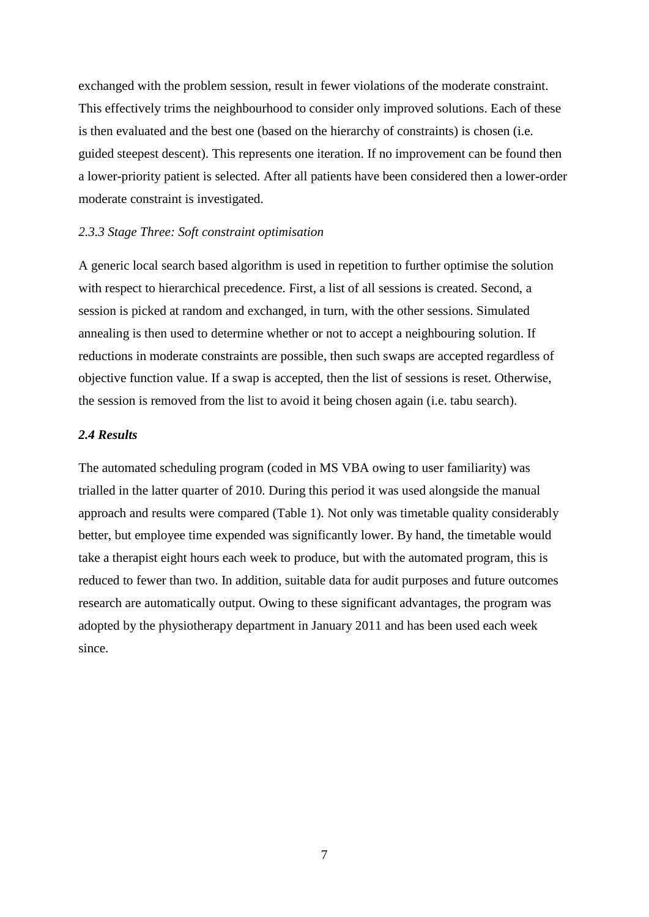exchanged with the problem session, result in fewer violations of the moderate constraint. This effectively trims the neighbourhood to consider only improved solutions. Each of these is then evaluated and the best one (based on the hierarchy of constraints) is chosen (i.e. guided steepest descent). This represents one iteration. If no improvement can be found then a lower-priority patient is selected. After all patients have been considered then a lower-order moderate constraint is investigated.

### *2.3.3 Stage Three: Soft constraint optimisation*

A generic local search based algorithm is used in repetition to further optimise the solution with respect to hierarchical precedence. First, a list of all sessions is created. Second, a session is picked at random and exchanged, in turn, with the other sessions. Simulated annealing is then used to determine whether or not to accept a neighbouring solution. If reductions in moderate constraints are possible, then such swaps are accepted regardless of objective function value. If a swap is accepted, then the list of sessions is reset. Otherwise, the session is removed from the list to avoid it being chosen again (i.e. tabu search).

## ***2.4 Results***

The automated scheduling program (coded in MS VBA owing to user familiarity) was trialled in the latter quarter of 2010. During this period it was used alongside the manual approach and results were compared (Table 1). Not only was timetable quality considerably better, but employee time expended was significantly lower. By hand, the timetable would take a therapist eight hours each week to produce, but with the automated program, this is reduced to fewer than two. In addition, suitable data for audit purposes and future outcomes research are automatically output. Owing to these significant advantages, the program was adopted by the physiotherapy department in January 2011 and has been used each week since.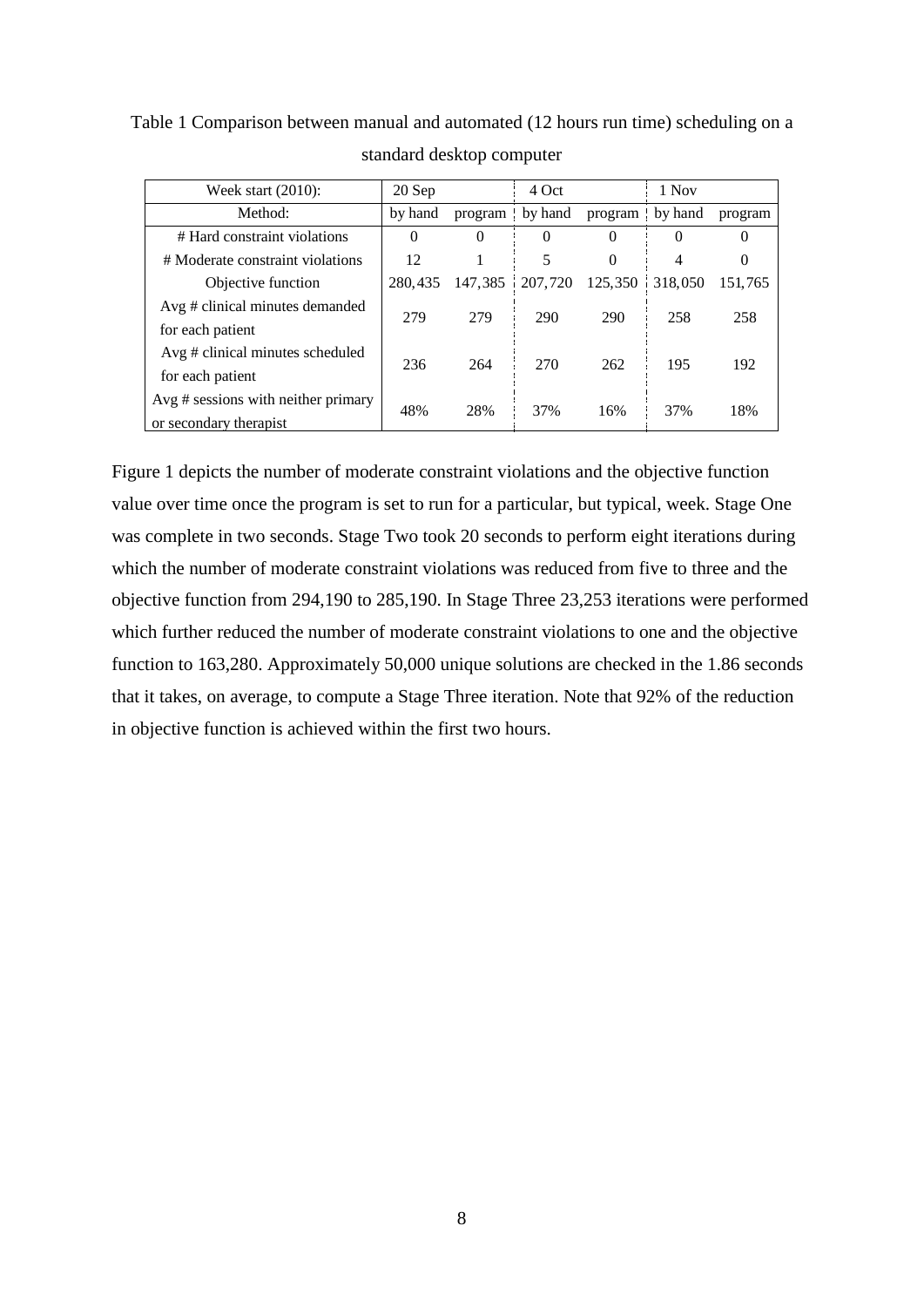Table 1 Comparison between manual and automated (12 hours run time) scheduling on a standard desktop computer

| Week start (2010): | 20 Sep | | 4 Oct | | 1 Nov | |
|---|---|---|---|---|---|---|
| Method: | by hand | program | by hand | program | by hand | program |
| # Hard constraint violations | 0 | 0 | 0 | 0 | 0 | 0 |
| # Moderate constraint violations | 12 | 1 | 5 | 0 | 4 | 0 |
| Objective function | 280,435 | 147,385 | 207,720 | 125,350 | 318,050 | 151,765 |
| Avg # clinical minutes demanded for each patient | 279 | 279 | 290 | 290 | 258 | 258 |
| Avg # clinical minutes scheduled for each patient | 236 | 264 | 270 | 262 | 195 | 192 |
| Avg # sessions with neither primary or secondary therapist | 48% | 28% | 37% | 16% | 37% | 18% |

Figure 1 depicts the number of moderate constraint violations and the objective function value over time once the program is set to run for a particular, but typical, week. Stage One was complete in two seconds. Stage Two took 20 seconds to perform eight iterations during which the number of moderate constraint violations was reduced from five to three and the objective function from 294,190 to 285,190. In Stage Three 23,253 iterations were performed which further reduced the number of moderate constraint violations to one and the objective function to 163,280. Approximately 50,000 unique solutions are checked in the 1.86 seconds that it takes, on average, to compute a Stage Three iteration. Note that 92% of the reduction in objective function is achieved within the first two hours.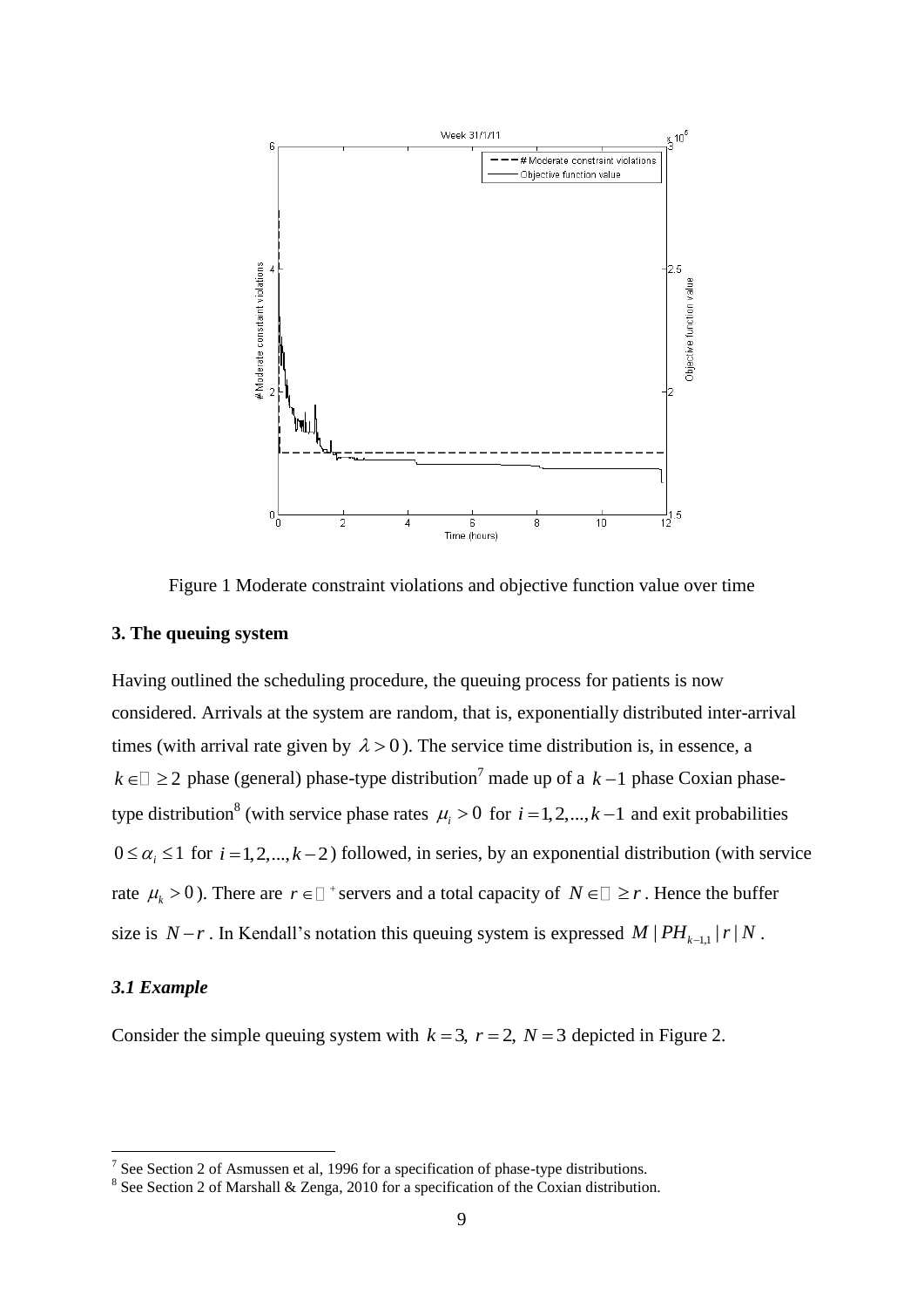Figure 1 Moderate constraint violations and objective function value over time

### 3. The queuing system

Having outlined the scheduling procedure, the queuing process for patients is now considered. Arrivals at the system are random, that is, exponentially distributed inter-arrival times (with arrival rate given by $\lambda > 0$). The service time distribution is, in essence, a $k \in \mathbb{N} \geq 2$ phase (general) phase-type distribution[7] made up of a $k-1$ phase Coxian phase-type distribution[8] (with service phase rates $\mu_i > 0$ for $i = 1, 2, ..., k-1$ and exit probabilities $0 \leq \alpha_i \leq 1$ for $i = 1, 2, ..., k-2$) followed, in series, by an exponential distribution (with service rate $\mu_k > 0$). There are $r \in \mathbb{N}^+$ servers and a total capacity of $N \in \mathbb{N} \geq r$. Hence the buffer size is $N - r$. In Kendall's notation this queuing system is expressed $M \mid PH_{k-1,1} \mid r \mid N$.

#### *3.1 Example*

Consider the simple queuing system with $k = 3,\ r = 2,\ N = 3$ depicted in Figure 2.

[7] See Section 2 of Asmussen et al, 1996 for a specification of phase-type distributions.

[8] See Section 2 of Marshall & Zenga, 2010 for a specification of the Coxian distribution.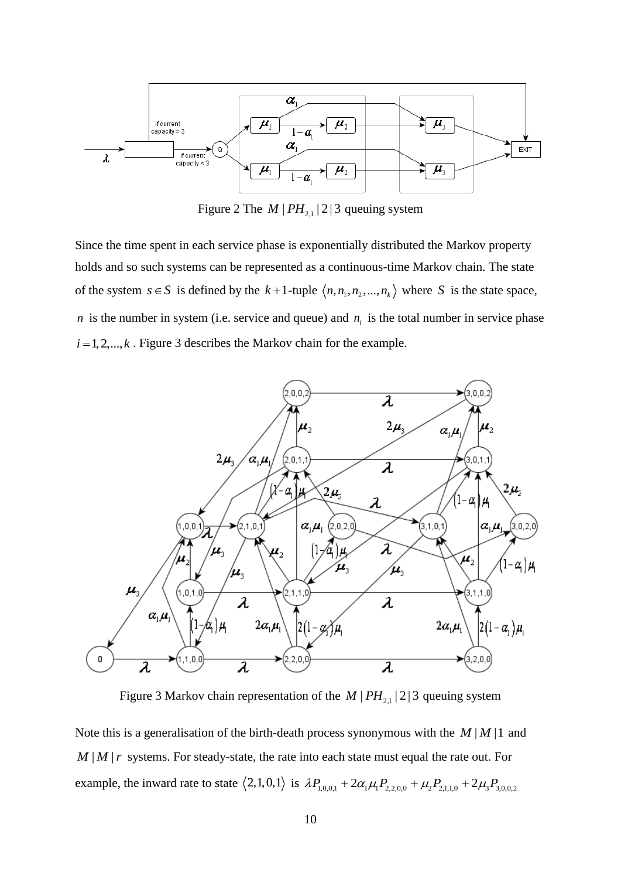Figure 2 The $M\,|\,PH_{2,1}\,|\,2\,|\,3$ queuing system

Since the time spent in each service phase is exponentially distributed the Markov property holds and so such systems can be represented as a continuous-time Markov chain. The state of the system $s \in S$ is defined by the $k+1$-tuple $\langle n, n_1, n_2, ..., n_k \rangle$ where $S$ is the state space, $n$ is the number in system (i.e. service and queue) and $n_i$ is the total number in service phase $i = 1, 2, ..., k$. Figure 3 describes the Markov chain for the example.

Figure 3 Markov chain representation of the $M\,|\,PH_{2,1}\,|\,2\,|\,3$ queuing system

Note this is a generalisation of the birth-death process synonymous with the $M\,|\,M\,|\,1$ and $M\,|\,M\,|\,r$ systems. For steady-state, the rate into each state must equal the rate out. For example, the inward rate to state $\langle 2,1,0,1 \rangle$ is $\lambda P_{1,0,0,1} + 2\alpha_1\mu_1 P_{2,2,0,0} + \mu_2 P_{2,1,1,0} + 2\mu_3 P_{3,0,0,2}$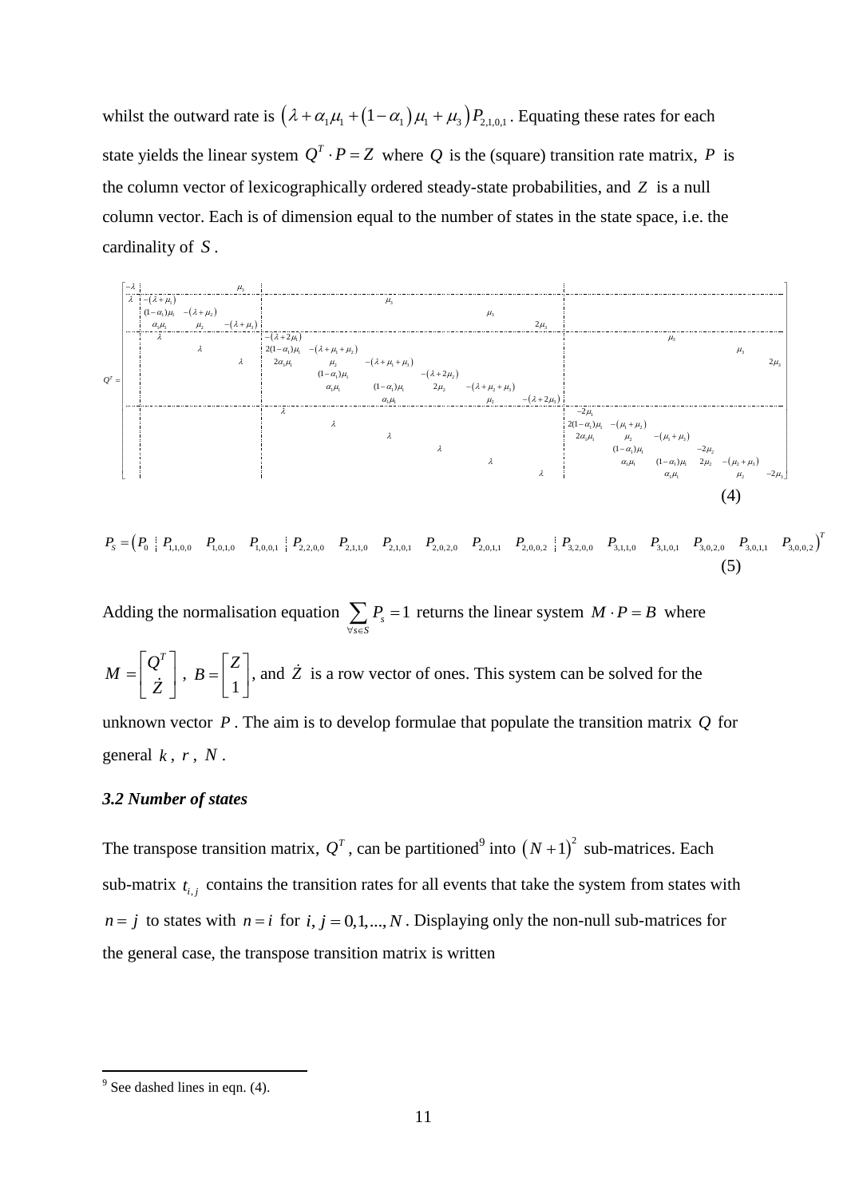whilst the outward rate is $\left(\lambda+\alpha_1\mu_1+\left(1-\alpha_1\right)\mu_1+\mu_3\right)P_{2,1,0,1}$. Equating these rates for each state yields the linear system $Q^T\cdot P=Z$ where $Q$ is the (square) transition rate matrix, $P$ is the column vector of lexicographically ordered steady-state probabilities, and $Z$ is a null column vector. Each is of dimension equal to the number of states in the state space, i.e. the cardinality of $S$.

$$
Q^T=\left[\begin{array}{c|ccc|cccccc|cccccc}
-\lambda & & & \mu_3 & & & & & & & & & & & & \\
\lambda & -(\lambda+\mu_1) & & & & & \mu_3 & & & & & & & & & \\
 & (1-\alpha_1)\mu_1 & -(\lambda+\mu_2) & & & & & & \mu_3 & & & & & & & \\
 & \alpha_1\mu_1 & \mu_2 & -(\lambda+\mu_3) & & & & & & 2\mu_3 & & & & & & \\
\hline
 & \lambda & & & -(\lambda+2\mu_1) & & & & & & & & \mu_3 & & & \\
 & & \lambda & & 2(1-\alpha_1)\mu_1 & -(\lambda+\mu_1+\mu_2) & & & & & & & & & \mu_3 & \\
 & & & \lambda & 2\alpha_1\mu_1 & \mu_2 & -(\lambda+\mu_1+\mu_3) & & & & & & & & & 2\mu_3 \\
 & & & & & (1-\alpha_1)\mu_1 & & -(\lambda+2\mu_2) & & & & & & & & \\
 & & & & & \alpha_1\mu_1 & (1-\alpha_1)\mu_1 & 2\mu_2 & -(\lambda+\mu_2+\mu_3) & & & & & & & \\
 & & & & & & \alpha_1\mu_1 & & \mu_2 & -(\lambda+2\mu_3) & & & & & & \\
\hline
 & & & & \lambda & & & & & & -2\mu_1 & & & & & \\
 & & & & & \lambda & & & & & 2(1-\alpha_1)\mu_1 & -(\mu_1+\mu_2) & & & & \\
 & & & & & & \lambda & & & & 2\alpha_1\mu_1 & \mu_2 & -(\mu_1+\mu_3) & & & \\
 & & & & & & & \lambda & & & & (1-\alpha_1)\mu_1 & & -2\mu_2 & & \\
 & & & & & & & & \lambda & & & \alpha_1\mu_1 & (1-\alpha_1)\mu_1 & 2\mu_2 & -(\mu_2+\mu_3) & \\
 & & & & & & & & & \lambda & & & \alpha_1\mu_1 & & \mu_2 & -2\mu_3
\end{array}\right] \tag{4}
$$

$$
P_S=\left(P_0 \,\vdots\, P_{1,1,0,0} \quad P_{1,0,1,0} \quad P_{1,0,0,1} \,\vdots\, P_{2,2,0,0} \quad P_{2,1,1,0} \quad P_{2,1,0,1} \quad P_{2,0,2,0} \quad P_{2,0,1,1} \quad P_{2,0,0,2} \,\vdots\, P_{3,2,0,0} \quad P_{3,1,1,0} \quad P_{3,1,0,1} \quad P_{3,0,2,0} \quad P_{3,0,1,1} \quad P_{3,0,0,2}\right)^T \tag{5}
$$

Adding the normalisation equation $\sum_{\forall s\in S}P_s=1$ returns the linear system $M\cdot P=B$ where $M=\begin{bmatrix}Q^T\\ \dot{Z}\end{bmatrix}$, $B=\begin{bmatrix}Z\\ 1\end{bmatrix}$, and $\dot{Z}$ is a row vector of ones. This system can be solved for the unknown vector $P$. The aim is to develop formulae that populate the transition matrix $Q$ for general $k$, $r$, $N$.

### *3.2 Number of states*

The transpose transition matrix, $Q^T$, can be partitioned[9] into $\left(N+1\right)^2$ sub-matrices. Each sub-matrix $t_{i,j}$ contains the transition rates for all events that take the system from states with $n=j$ to states with $n=i$ for $i,j=0,1,...,N$. Displaying only the non-null sub-matrices for the general case, the transpose transition matrix is written

---

[9] See dashed lines in eqn. (4).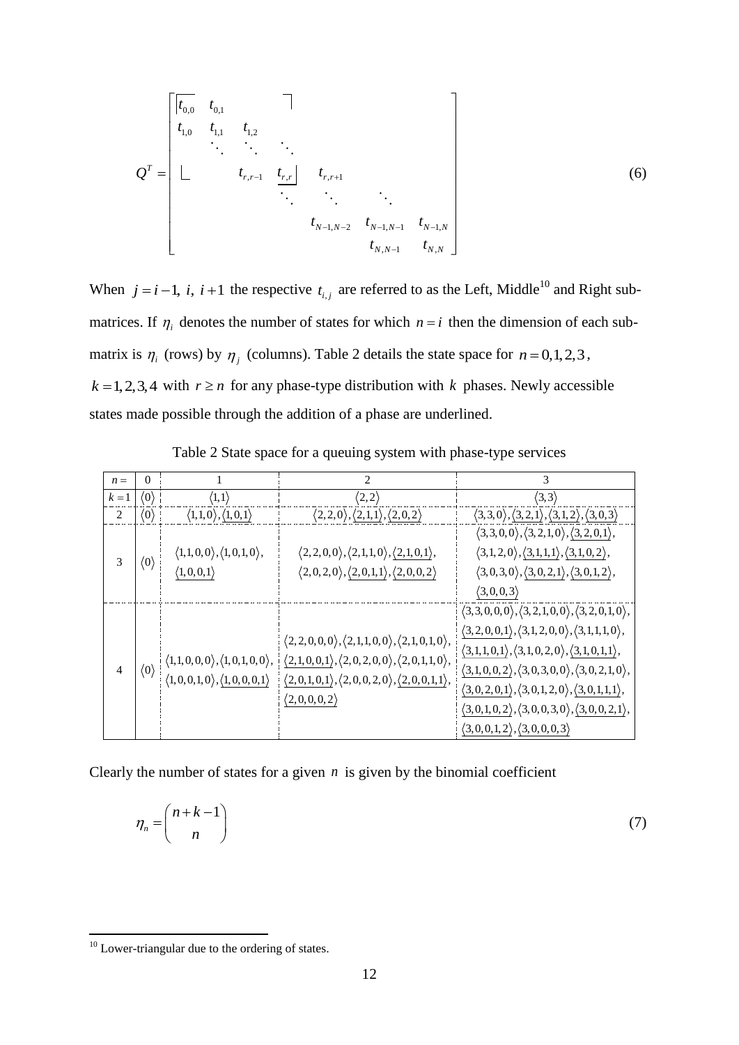$$
Q^T = \begin{bmatrix}
t_{0,0} & t_{0,1} & & & & & \\
t_{1,0} & t_{1,1} & t_{1,2} & & & & \\
& \ddots & \ddots & \ddots & & & \\
& & t_{r,r-1} & t_{r,r} & t_{r,r+1} & & \\
& & & \ddots & \ddots & \ddots & \\
& & & & t_{N-1,N-2} & t_{N-1,N-1} & t_{N-1,N} \\
& & & & & t_{N,N-1} & t_{N,N}
\end{bmatrix} \tag{6}
$$

When $j = i-1,\ i,\ i+1$ the respective $t_{i,j}$ are referred to as the Left, Middle[10] and Right sub-matrices. If $\eta_i$ denotes the number of states for which $n = i$ then the dimension of each sub-matrix is $\eta_i$ (rows) by $\eta_j$ (columns). Table 2 details the state space for $n = 0,1,2,3$, $k = 1,2,3,4$ with $r \geq n$ for any phase-type distribution with $k$ phases. Newly accessible states made possible through the addition of a phase are underlined.

Table 2 State space for a queuing system with phase-type services

| $n=$ | 0 | 1 | 2 | 3 |
|---|---|---|---|---|
| $k=1$ | $\langle 0\rangle$ | $\langle 1,1\rangle$ | $\langle 2,2\rangle$ | $\langle 3,3\rangle$ |
| 2 | $\langle 0\rangle$ | $\langle 1,1,0\rangle, \underline{\langle 1,0,1\rangle}$ | $\langle 2,2,0\rangle, \underline{\langle 2,1,1\rangle}, \underline{\langle 2,0,2\rangle}$ | $\langle 3,3,0\rangle, \underline{\langle 3,2,1\rangle}, \underline{\langle 3,1,2\rangle}, \underline{\langle 3,0,3\rangle}$ |
| 3 | $\langle 0\rangle$ | $\langle 1,1,0,0\rangle, \langle 1,0,1,0\rangle, \underline{\langle 1,0,0,1\rangle}$ | $\langle 2,2,0,0\rangle, \langle 2,1,1,0\rangle, \underline{\langle 2,1,0,1\rangle}, \langle 2,0,2,0\rangle, \underline{\langle 2,0,1,1\rangle}, \underline{\langle 2,0,0,2\rangle}$ | $\langle 3,3,0,0\rangle, \langle 3,2,1,0\rangle, \underline{\langle 3,2,0,1\rangle}, \langle 3,1,2,0\rangle, \underline{\langle 3,1,1,1\rangle}, \underline{\langle 3,1,0,2\rangle}, \langle 3,0,3,0\rangle, \underline{\langle 3,0,2,1\rangle}, \underline{\langle 3,0,1,2\rangle}, \underline{\langle 3,0,0,3\rangle}$ |
| 4 | $\langle 0\rangle$ | $\langle 1,1,0,0,0\rangle, \langle 1,0,1,0,0\rangle, \langle 1,0,0,1,0\rangle, \underline{\langle 1,0,0,0,1\rangle}$ | $\langle 2,2,0,0,0\rangle, \langle 2,1,1,0,0\rangle, \langle 2,1,0,1,0\rangle, \underline{\langle 2,1,0,0,1\rangle}, \langle 2,0,2,0,0\rangle, \langle 2,0,1,1,0\rangle, \underline{\langle 2,0,1,0,1\rangle}, \langle 2,0,0,2,0\rangle, \underline{\langle 2,0,0,1,1\rangle}, \underline{\langle 2,0,0,0,2\rangle}$ | $\langle 3,3,0,0,0\rangle, \langle 3,2,1,0,0\rangle, \langle 3,2,0,1,0\rangle, \underline{\langle 3,2,0,0,1\rangle}, \langle 3,1,2,0,0\rangle, \langle 3,1,1,1,0\rangle, \underline{\langle 3,1,1,0,1\rangle}, \langle 3,1,0,2,0\rangle, \underline{\langle 3,1,0,1,1\rangle}, \underline{\langle 3,1,0,0,2\rangle}, \langle 3,0,3,0,0\rangle, \langle 3,0,2,1,0\rangle, \underline{\langle 3,0,2,0,1\rangle}, \langle 3,0,1,2,0\rangle, \underline{\langle 3,0,1,1,1\rangle}, \underline{\langle 3,0,1,0,2\rangle}, \langle 3,0,0,3,0\rangle, \underline{\langle 3,0,0,2,1\rangle}, \underline{\langle 3,0,0,1,2\rangle}, \underline{\langle 3,0,0,0,3\rangle}$ |

Clearly the number of states for a given $n$ is given by the binomial coefficient

$$
\eta_n = \binom{n+k-1}{n} \tag{7}
$$

[10] Lower-triangular due to the ordering of states.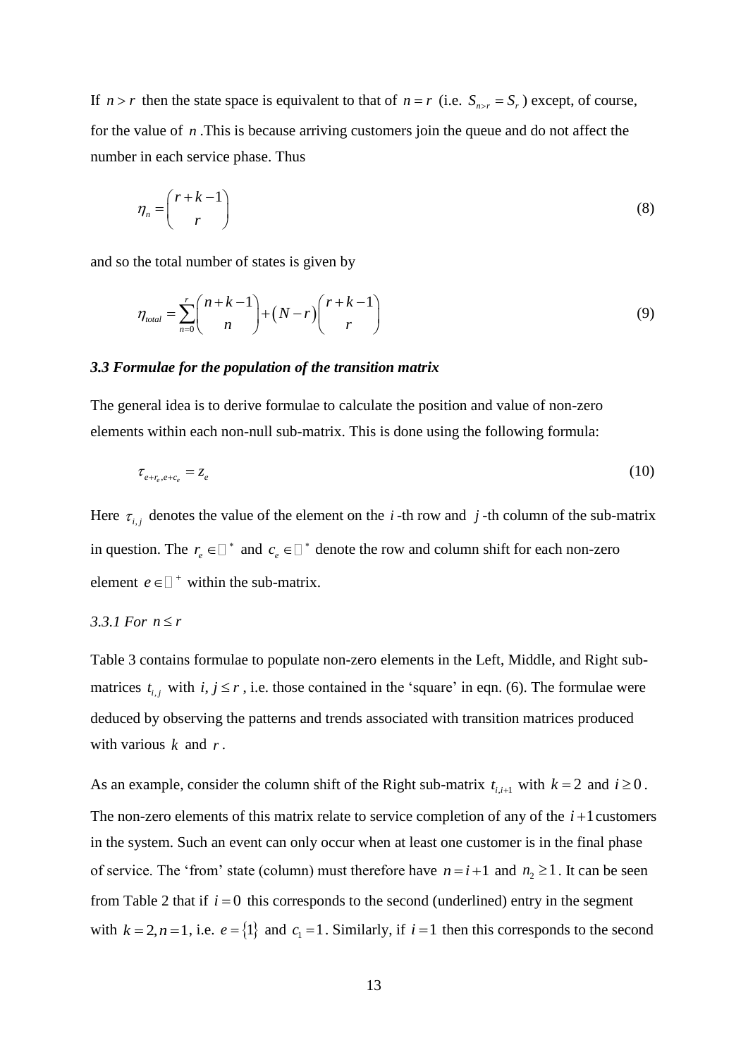If $n > r$ then the state space is equivalent to that of $n = r$ (i.e. $S_{n>r} = S_r$) except, of course, for the value of $n$. This is because arriving customers join the queue and do not affect the number in each service phase. Thus

$$\eta_n = \binom{r+k-1}{r} \tag{8}$$

and so the total number of states is given by

$$\eta_{total} = \sum_{n=0}^{r} \binom{n+k-1}{n} + (N-r)\binom{r+k-1}{r} \tag{9}$$

### *3.3 Formulae for the population of the transition matrix*

The general idea is to derive formulae to calculate the position and value of non-zero elements within each non-null sub-matrix. This is done using the following formula:

$$\tau_{e+r_e, e+c_e} = z_e \tag{10}$$

Here $\tau_{i,j}$ denotes the value of the element on the $i$-th row and $j$-th column of the sub-matrix in question. The $r_e \in \mathbb{Z}^*$ and $c_e \in \mathbb{Z}^*$ denote the row and column shift for each non-zero element $e \in \mathbb{Z}^+$ within the sub-matrix.

#### *3.3.1 For $n \le r$*

Table 3 contains formulae to populate non-zero elements in the Left, Middle, and Right sub-matrices $t_{i,j}$ with $i, j \le r$, i.e. those contained in the 'square' in eqn. (6). The formulae were deduced by observing the patterns and trends associated with transition matrices produced with various $k$ and $r$.

As an example, consider the column shift of the Right sub-matrix $t_{i,i+1}$ with $k = 2$ and $i \ge 0$. The non-zero elements of this matrix relate to service completion of any of the $i+1$ customers in the system. Such an event can only occur when at least one customer is in the final phase of service. The 'from' state (column) must therefore have $n = i+1$ and $n_2 \ge 1$. It can be seen from Table 2 that if $i = 0$ this corresponds to the second (underlined) entry in the segment with $k = 2, n = 1$, i.e. $e = \{1\}$ and $c_1 = 1$. Similarly, if $i = 1$ then this corresponds to the second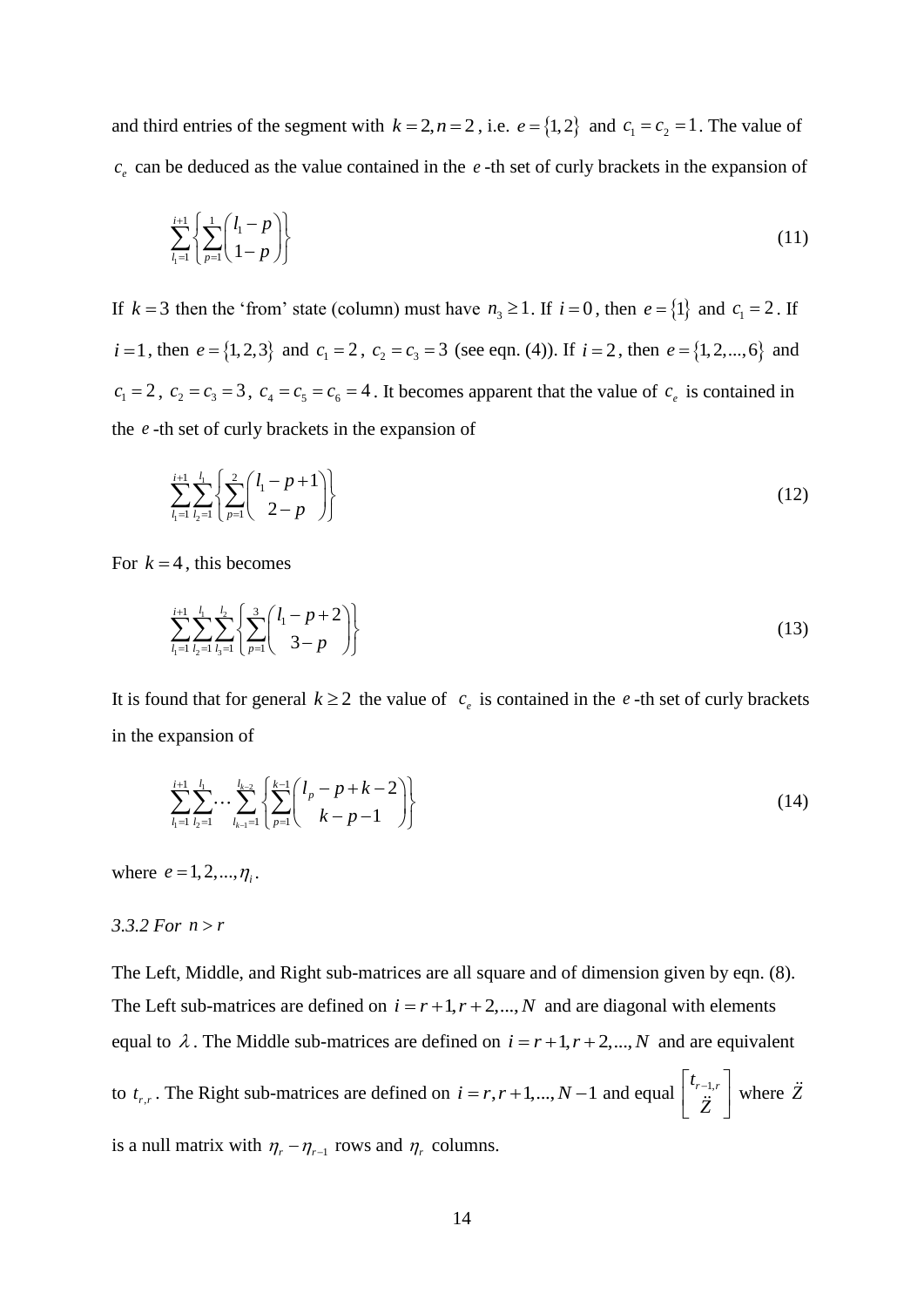and third entries of the segment with $k = 2, n = 2$, i.e. $e = \{1,2\}$ and $c_1 = c_2 = 1$. The value of $c_e$ can be deduced as the value contained in the $e$-th set of curly brackets in the expansion of

$$\sum_{l_1=1}^{i+1} \left\{ \sum_{p=1}^{1} \binom{l_1 - p}{1 - p} \right\} \tag{11}$$

If $k = 3$ then the 'from' state (column) must have $n_3 \geq 1$. If $i = 0$, then $e = \{1\}$ and $c_1 = 2$. If $i = 1$, then $e = \{1,2,3\}$ and $c_1 = 2$, $c_2 = c_3 = 3$ (see eqn. (4)). If $i = 2$, then $e = \{1,2,...,6\}$ and $c_1 = 2$, $c_2 = c_3 = 3$, $c_4 = c_5 = c_6 = 4$. It becomes apparent that the value of $c_e$ is contained in the $e$-th set of curly brackets in the expansion of

$$\sum_{l_1=1}^{i+1} \sum_{l_2=1}^{l_1} \left\{ \sum_{p=1}^{2} \binom{l_1 - p + 1}{2 - p} \right\} \tag{12}$$

For $k = 4$, this becomes

$$\sum_{l_1=1}^{i+1} \sum_{l_2=1}^{l_1} \sum_{l_3=1}^{l_2} \left\{ \sum_{p=1}^{3} \binom{l_1 - p + 2}{3 - p} \right\} \tag{13}$$

It is found that for general $k \geq 2$ the value of $c_e$ is contained in the $e$-th set of curly brackets in the expansion of

$$\sum_{l_1=1}^{i+1} \sum_{l_2=1}^{l_1} \cdots \sum_{l_{k-1}=1}^{l_{k-2}} \left\{ \sum_{p=1}^{k-1} \binom{l_p - p + k - 2}{k - p - 1} \right\} \tag{14}$$

where $e = 1, 2, ..., \eta_i$.

### *3.3.2 For $n > r$*

The Left, Middle, and Right sub-matrices are all square and of dimension given by eqn. (8). The Left sub-matrices are defined on $i = r+1, r+2, ..., N$ and are diagonal with elements equal to $\lambda$. The Middle sub-matrices are defined on $i = r+1, r+2, ..., N$ and are equivalent to $t_{r,r}$. The Right sub-matrices are defined on $i = r, r+1, ..., N-1$ and equal $\begin{bmatrix} t_{r-1,r} \\ \ddot{Z} \end{bmatrix}$ where $\ddot{Z}$ is a null matrix with $\eta_r - \eta_{r-1}$ rows and $\eta_r$ columns.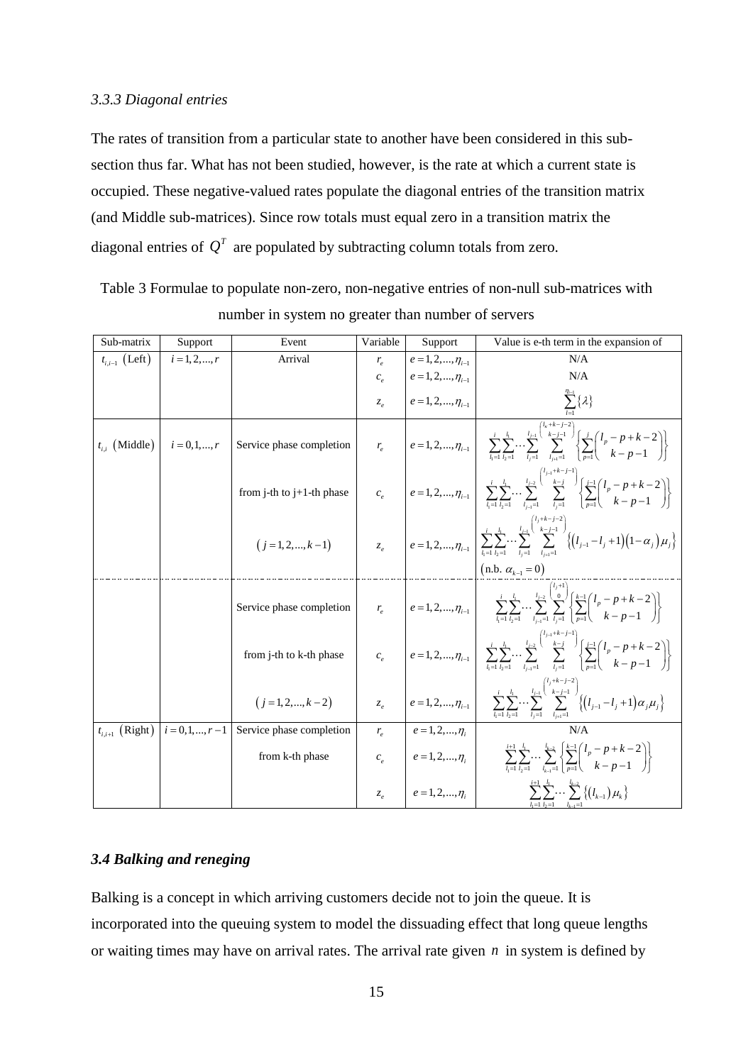### *3.3.3 Diagonal entries*

The rates of transition from a particular state to another have been considered in this sub-section thus far. What has not been studied, however, is the rate at which a current state is occupied. These negative-valued rates populate the diagonal entries of the transition matrix (and Middle sub-matrices). Since row totals must equal zero in a transition matrix the diagonal entries of $Q^T$ are populated by subtracting column totals from zero.

Table 3 Formulae to populate non-zero, non-negative entries of non-null sub-matrices with number in system no greater than number of servers

| Sub-matrix | Support | Event | Variable | Support | Value is e-th term in the expansion of |
|---|---|---|---|---|---|
| $t_{i,i-1}$ (Left) | $i=1,2,...,r$ | Arrival | $r_e$ | $e=1,2,...,\eta_{i-1}$ | N/A |
| | | | $c_e$ | $e=1,2,...,\eta_{i-1}$ | N/A |
| | | | $z_e$ | $e=1,2,...,\eta_{i-1}$ | $\sum_{l=1}^{\eta_{i-1}}\{\lambda\}$ |
| $t_{i,i}$ (Middle) | $i=0,1,...,r$ | Service phase completion | $r_e$ | $e=1,2,...,\eta_{i-1}$ | $\sum_{l_1=1}^{i}\sum_{l_2=1}^{l_1}\cdots\sum_{l_j=1}^{l_{j-1}}\sum_{l_{j+1}=1}^{\binom{l_j+k-j-2}{k-j-1}}\left\{\sum_{p=1}^{j}\binom{l_p-p+k-2}{k-p-1}\right\}$ |
| | | from j-th to j+1-th phase | $c_e$ | $e=1,2,...,\eta_{i-1}$ | $\sum_{l_1=1}^{i}\sum_{l_2=1}^{l_1}\cdots\sum_{l_{j-1}=1}^{l_{j-2}}\sum_{l_j=1}^{\binom{l_{j-1}+k-j-1}{k-j}}\left\{\sum_{p=1}^{j-1}\binom{l_p-p+k-2}{k-p-1}\right\}$ |
| | | $(j=1,2,...,k-1)$ | $z_e$ | $e=1,2,...,\eta_{i-1}$ | $\sum_{l_1=1}^{i}\sum_{l_2=1}^{l_1}\cdots\sum_{l_j=1}^{l_{j-1}}\sum_{l_{j+1}=1}^{\binom{l_j+k-j-2}{k-j-1}}\left\{(l_{j-1}-l_j+1)(1-\alpha_j)\mu_j\right\}$ (n.b. $\alpha_{k-1}=0$) |
| | | Service phase completion | $r_e$ | $e=1,2,...,\eta_{i-1}$ | $\sum_{l_1=1}^{i}\sum_{l_2=1}^{l_1}\cdots\sum_{l_{j-1}=1}^{l_{j-2}}\sum_{l_j=1}^{\binom{l_j+1}{0}}\left\{\sum_{p=1}^{k-1}\binom{l_p-p+k-2}{k-p-1}\right\}$ |
| | | from j-th to k-th phase | $c_e$ | $e=1,2,...,\eta_{i-1}$ | $\sum_{l_1=1}^{i}\sum_{l_2=1}^{l_1}\cdots\sum_{l_{j-1}=1}^{l_{j-2}}\sum_{l_j=1}^{\binom{l_{j-1}+k-j-1}{k-j}}\left\{\sum_{p=1}^{j-1}\binom{l_p-p+k-2}{k-p-1}\right\}$ |
| | | $(j=1,2,...,k-2)$ | $z_e$ | $e=1,2,...,\eta_{i-1}$ | $\sum_{l_1=1}^{i}\sum_{l_2=1}^{l_1}\cdots\sum_{l_j=1}^{l_{j-1}}\sum_{l_{j+1}=1}^{\binom{l_j+k-j-2}{k-j-1}}\left\{(l_{j-1}-l_j+1)\alpha_j\mu_j\right\}$ |
| $t_{i,i+1}$ (Right) | $i=0,1,...,r-1$ | Service phase completion | $r_e$ | $e=1,2,...,\eta_i$ | N/A |
| | | from k-th phase | $c_e$ | $e=1,2,...,\eta_i$ | $\sum_{l_1=1}^{i+1}\sum_{l_2=1}^{l_1}\cdots\sum_{l_{k-1}=1}^{l_{k-2}}\left\{\sum_{p=1}^{k-1}\binom{l_p-p+k-2}{k-p-1}\right\}$ |
| | | | $z_e$ | $e=1,2,...,\eta_i$ | $\sum_{l_1=1}^{i+1}\sum_{l_2=1}^{l_1}\cdots\sum_{l_{k-1}=1}^{l_{k-2}}\left\{(l_{k-1})\mu_k\right\}$ |

### *3.4 Balking and reneging*

Balking is a concept in which arriving customers decide not to join the queue. It is incorporated into the queuing system to model the dissuading effect that long queue lengths or waiting times may have on arrival rates. The arrival rate given $n$ in system is defined by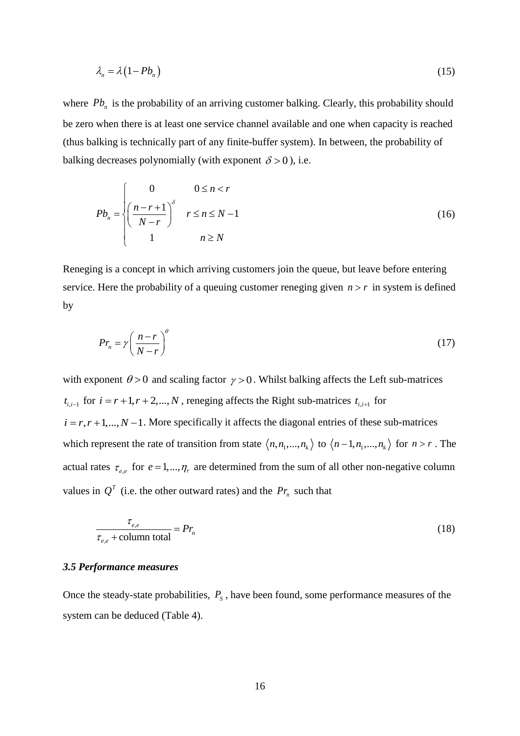$$\lambda_n = \lambda\left(1 - Pb_n\right) \tag{15}$$

where $Pb_n$ is the probability of an arriving customer balking. Clearly, this probability should be zero when there is at least one service channel available and one when capacity is reached (thus balking is technically part of any finite-buffer system). In between, the probability of balking decreases polynomially (with exponent $\delta > 0$), i.e.

$$Pb_n = \begin{cases} 0 & 0 \le n < r \\ \left(\dfrac{n-r+1}{N-r}\right)^{\delta} & r \le n \le N-1 \\ 1 & n \ge N \end{cases} \tag{16}$$

Reneging is a concept in which arriving customers join the queue, but leave before entering service. Here the probability of a queuing customer reneging given $n > r$ in system is defined by

$$Pr_n = \gamma\left(\frac{n-r}{N-r}\right)^{\theta} \tag{17}$$

with exponent $\theta > 0$ and scaling factor $\gamma > 0$. Whilst balking affects the Left sub-matrices $t_{i,i-1}$ for $i = r+1, r+2, ..., N$, reneging affects the Right sub-matrices $t_{i,i+1}$ for $i = r, r+1, ..., N-1$. More specifically it affects the diagonal entries of these sub-matrices which represent the rate of transition from state $\langle n, n_1, ..., n_k \rangle$ to $\langle n-1, n_1, ..., n_k \rangle$ for $n > r$. The actual rates $\tau_{e,e}$ for $e = 1, ..., \eta_r$ are determined from the sum of all other non-negative column values in $Q^T$ (i.e. the other outward rates) and the $Pr_n$ such that

$$\frac{\tau_{e,e}}{\tau_{e,e} + \text{column total}} = Pr_n \tag{18}$$

### *3.5 Performance measures*

Once the steady-state probabilities, $P_S$, have been found, some performance measures of the system can be deduced (Table 4).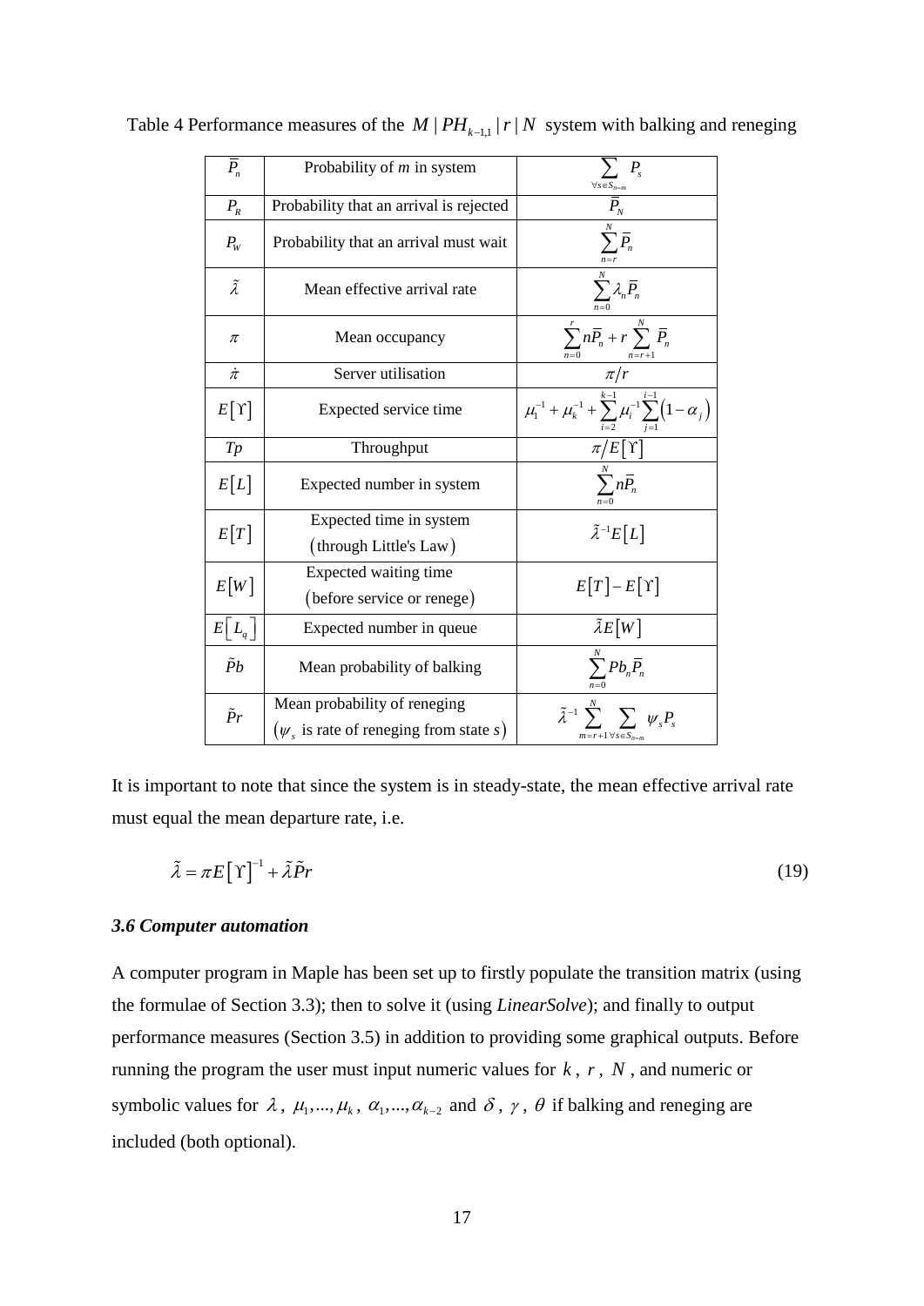Table 4 Performance measures of the $M|PH_{k-1,1}|r|N$ system with balking and reneging

| | | |
|---|---|---|
| $\bar{P}_n$ | Probability of *m* in system | $\sum_{\forall s \in S_{n=m}} P_s$ |
| $P_R$ | Probability that an arrival is rejected | $\bar{P}_N$ |
| $P_W$ | Probability that an arrival must wait | $\sum_{n=r}^{N} \bar{P}_n$ |
| $\tilde{\lambda}$ | Mean effective arrival rate | $\sum_{n=0}^{N} \lambda_n \bar{P}_n$ |
| $\pi$ | Mean occupancy | $\sum_{n=0}^{r} n\bar{P}_n + r\sum_{n=r+1}^{N} \bar{P}_n$ |
| $\dot{\pi}$ | Server utilisation | $\pi/r$ |
| $E[\Upsilon]$ | Expected service time | $\mu_1^{-1} + \mu_k^{-1} + \sum_{i=2}^{k-1} \mu_i^{-1} \sum_{j=1}^{i-1} (1-\alpha_j)$ |
| $Tp$ | Throughput | $\pi/E[\Upsilon]$ |
| $E[L]$ | Expected number in system | $\sum_{n=0}^{N} n\bar{P}_n$ |
| $E[T]$ | Expected time in system (through Little's Law) | $\tilde{\lambda}^{-1} E[L]$ |
| $E[W]$ | Expected waiting time (before service or renege) | $E[T] - E[\Upsilon]$ |
| $E[L_q]$ | Expected number in queue | $\tilde{\lambda} E[W]$ |
| $\tilde{P}b$ | Mean probability of balking | $\sum_{n=0}^{N} Pb_n \bar{P}_n$ |
| $\tilde{P}r$ | Mean probability of reneging ($\psi_s$ is rate of reneging from state $s$) | $\tilde{\lambda}^{-1} \sum_{m=r+1}^{N} \sum_{\forall s \in S_{n=m}} \psi_s P_s$ |

It is important to note that since the system is in steady-state, the mean effective arrival rate must equal the mean departure rate, i.e.

$$\tilde{\lambda} = \pi E[\Upsilon]^{-1} + \tilde{\lambda}\tilde{P}r \tag{19}$$

### *3.6 Computer automation*

A computer program in Maple has been set up to firstly populate the transition matrix (using the formulae of Section 3.3); then to solve it (using *LinearSolve*); and finally to output performance measures (Section 3.5) in addition to providing some graphical outputs. Before running the program the user must input numeric values for $k$, $r$, $N$, and numeric or symbolic values for $\lambda$, $\mu_1,...,\mu_k$, $\alpha_1,...,\alpha_{k-2}$ and $\delta$, $\gamma$, $\theta$ if balking and reneging are included (both optional).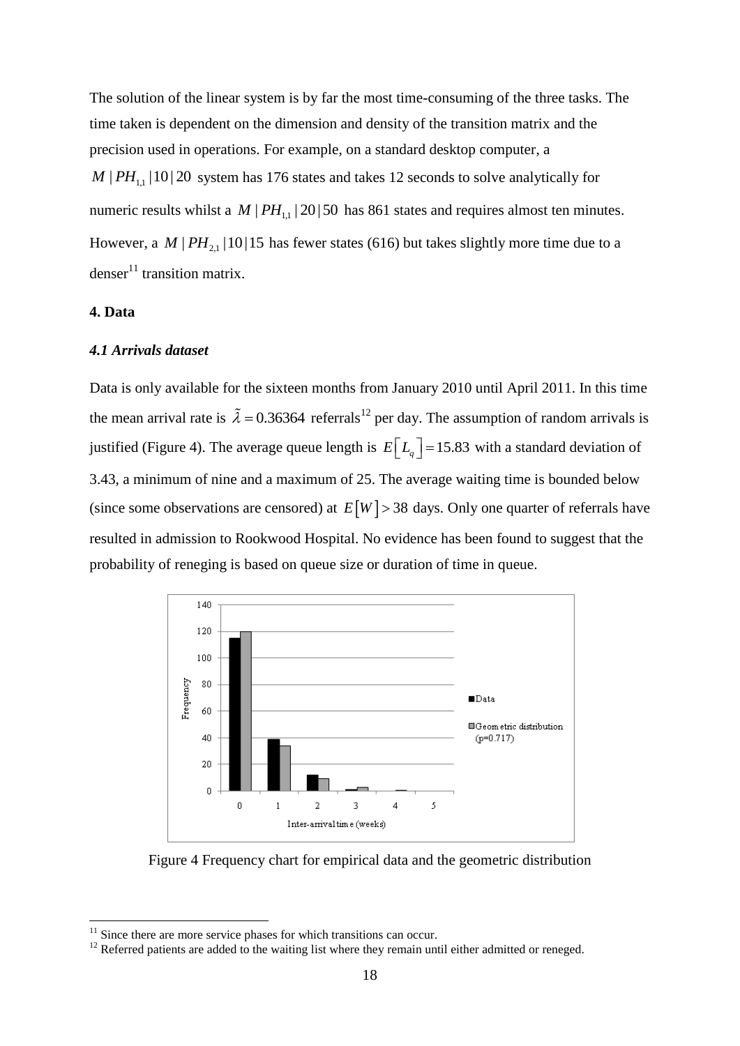The solution of the linear system is by far the most time-consuming of the three tasks. The time taken is dependent on the dimension and density of the transition matrix and the precision used in operations. For example, on a standard desktop computer, a $M\,|\,PH_{1,1}\,|\,10\,|\,20$ system has 176 states and takes 12 seconds to solve analytically for numeric results whilst a $M\,|\,PH_{1,1}\,|\,20\,|\,50$ has 861 states and requires almost ten minutes. However, a $M\,|\,PH_{2,1}\,|\,10\,|\,15$ has fewer states (616) but takes slightly more time due to a denser[11] transition matrix.

## 4. Data

### *4.1 Arrivals dataset*

Data is only available for the sixteen months from January 2010 until April 2011. In this time the mean arrival rate is $\tilde{\lambda} = 0.36364$ referrals[12] per day. The assumption of random arrivals is justified (Figure 4). The average queue length is $E\left[L_q\right] = 15.83$ with a standard deviation of 3.43, a minimum of nine and a maximum of 25. The average waiting time is bounded below (since some observations are censored) at $E\left[W\right] > 38$ days. Only one quarter of referrals have resulted in admission to Rookwood Hospital. No evidence has been found to suggest that the probability of reneging is based on queue size or duration of time in queue.

Figure 4 Frequency chart for empirical data and the geometric distribution

[11] Since there are more service phases for which transitions can occur.

[12] Referred patients are added to the waiting list where they remain until either admitted or reneged.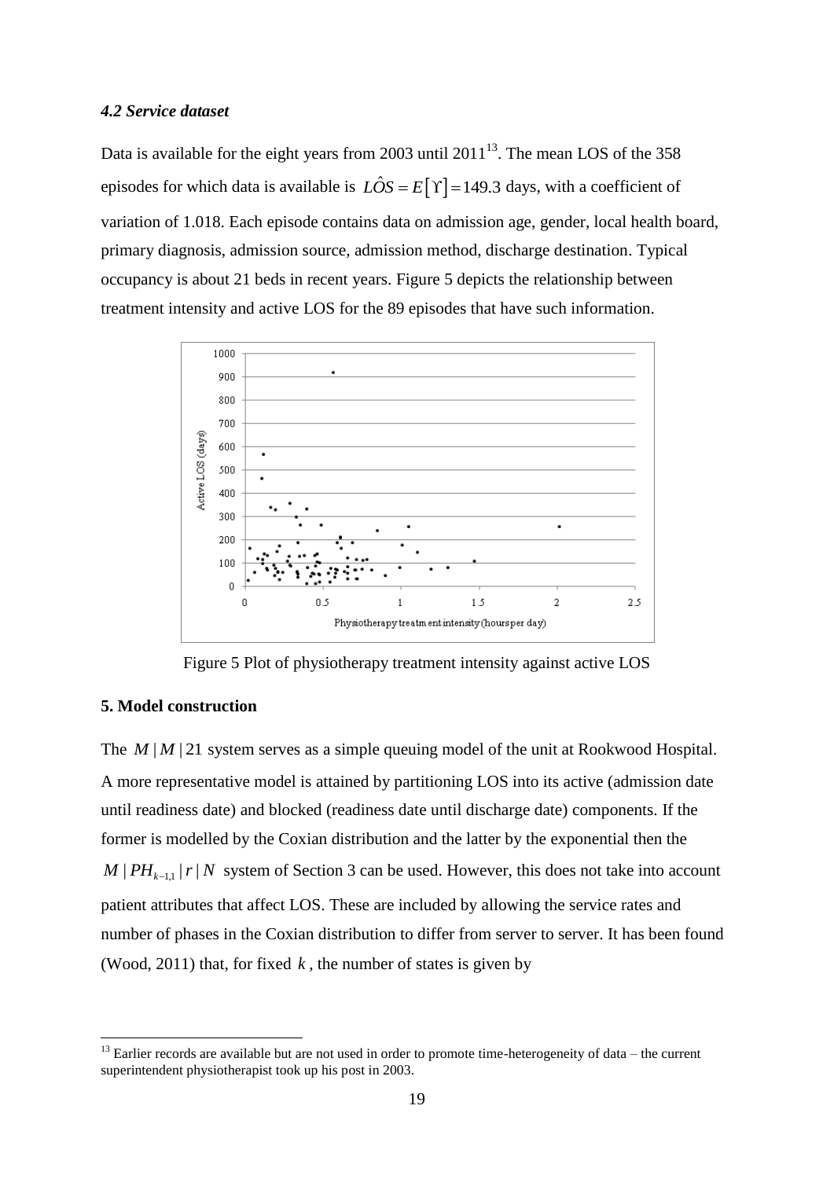### *4.2 Service dataset*

Data is available for the eight years from 2003 until 2011[13]. The mean LOS of the 358 episodes for which data is available is $\hat{LOS} = E[\Upsilon] = 149.3$ days, with a coefficient of variation of 1.018. Each episode contains data on admission age, gender, local health board, primary diagnosis, admission source, admission method, discharge destination. Typical occupancy is about 21 beds in recent years. Figure 5 depicts the relationship between treatment intensity and active LOS for the 89 episodes that have such information.

Figure 5 Plot of physiotherapy treatment intensity against active LOS

## 5. Model construction

The $M \mid M \mid 21$ system serves as a simple queuing model of the unit at Rookwood Hospital. A more representative model is attained by partitioning LOS into its active (admission date until readiness date) and blocked (readiness date until discharge date) components. If the former is modelled by the Coxian distribution and the latter by the exponential then the $M \mid PH_{k-1,1} \mid r \mid N$ system of Section 3 can be used. However, this does not take into account patient attributes that affect LOS. These are included by allowing the service rates and number of phases in the Coxian distribution to differ from server to server. It has been found (Wood, 2011) that, for fixed $k$, the number of states is given by

[13] Earlier records are available but are not used in order to promote time-heterogeneity of data – the current superintendent physiotherapist took up his post in 2003.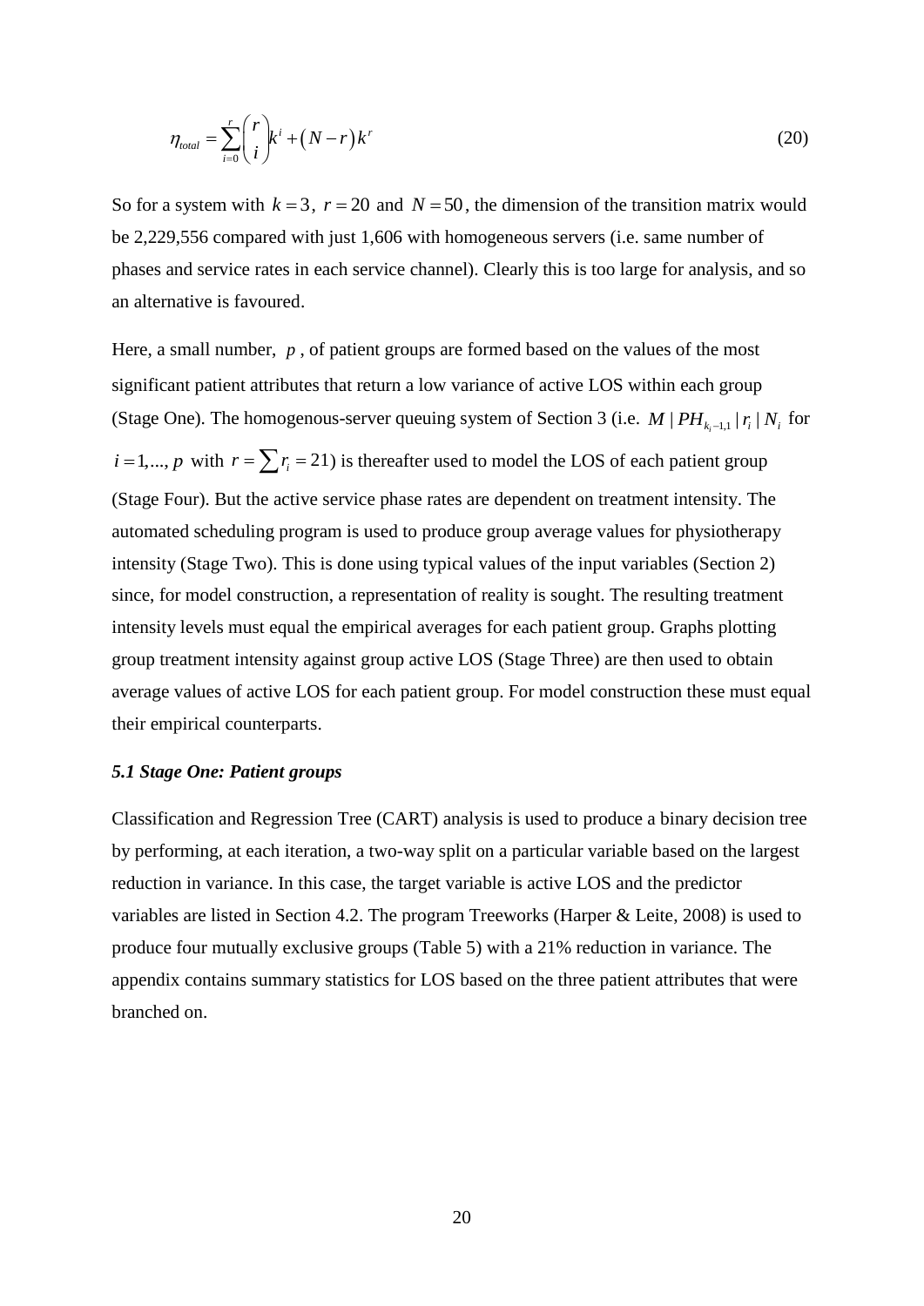$$\eta_{total} = \sum_{i=0}^{r} \binom{r}{i} k^i + (N-r)k^r \tag{20}$$

So for a system with $k = 3$, $r = 20$ and $N = 50$, the dimension of the transition matrix would be 2,229,556 compared with just 1,606 with homogeneous servers (i.e. same number of phases and service rates in each service channel). Clearly this is too large for analysis, and so an alternative is favoured.

Here, a small number, $p$, of patient groups are formed based on the values of the most significant patient attributes that return a low variance of active LOS within each group (Stage One). The homogenous-server queuing system of Section 3 (i.e. $M \mid PH_{k_i-1,1} \mid r_i \mid N_i$ for $i = 1,..., p$ with $r = \sum r_i = 21$) is thereafter used to model the LOS of each patient group (Stage Four). But the active service phase rates are dependent on treatment intensity. The automated scheduling program is used to produce group average values for physiotherapy intensity (Stage Two). This is done using typical values of the input variables (Section 2) since, for model construction, a representation of reality is sought. The resulting treatment intensity levels must equal the empirical averages for each patient group. Graphs plotting group treatment intensity against group active LOS (Stage Three) are then used to obtain average values of active LOS for each patient group. For model construction these must equal their empirical counterparts.

### *5.1 Stage One: Patient groups*

Classification and Regression Tree (CART) analysis is used to produce a binary decision tree by performing, at each iteration, a two-way split on a particular variable based on the largest reduction in variance. In this case, the target variable is active LOS and the predictor variables are listed in Section 4.2. The program Treeworks (Harper & Leite, 2008) is used to produce four mutually exclusive groups (Table 5) with a 21% reduction in variance. The appendix contains summary statistics for LOS based on the three patient attributes that were branched on.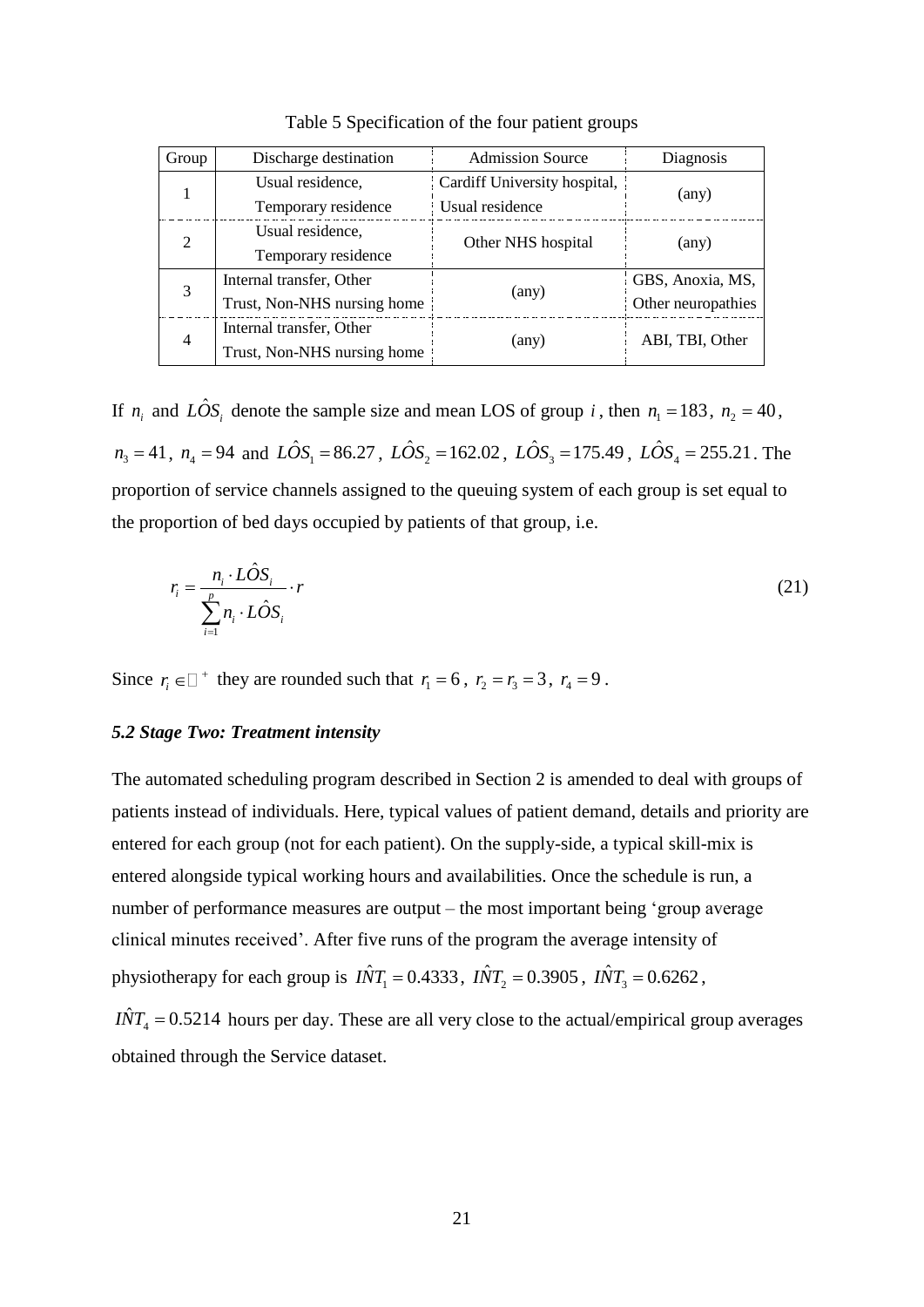Table 5 Specification of the four patient groups

| Group | Discharge destination | Admission Source | Diagnosis |
|---|---|---|---|
| 1 | Usual residence, Temporary residence | Cardiff University hospital, Usual residence | (any) |
| 2 | Usual residence, Temporary residence | Other NHS hospital | (any) |
| 3 | Internal transfer, Other Trust, Non-NHS nursing home | (any) | GBS, Anoxia, MS, Other neuropathies |
| 4 | Internal transfer, Other Trust, Non-NHS nursing home | (any) | ABI, TBI, Other |

If $n_i$ and $\hat{LOS}_i$ denote the sample size and mean LOS of group $i$, then $n_1 = 183$, $n_2 = 40$, $n_3 = 41$, $n_4 = 94$ and $\hat{LOS}_1 = 86.27$, $\hat{LOS}_2 = 162.02$, $\hat{LOS}_3 = 175.49$, $\hat{LOS}_4 = 255.21$. The proportion of service channels assigned to the queuing system of each group is set equal to the proportion of bed days occupied by patients of that group, i.e.

$$r_i = \frac{n_i \cdot \hat{LOS}_i}{\sum_{i=1}^{p} n_i \cdot \hat{LOS}_i} \cdot r \qquad (21)$$

Since $r_i \in \mathbb{Z}^+$ they are rounded such that $r_1 = 6$, $r_2 = r_3 = 3$, $r_4 = 9$.

### *5.2 Stage Two: Treatment intensity*

The automated scheduling program described in Section 2 is amended to deal with groups of patients instead of individuals. Here, typical values of patient demand, details and priority are entered for each group (not for each patient). On the supply-side, a typical skill-mix is entered alongside typical working hours and availabilities. Once the schedule is run, a number of performance measures are output – the most important being 'group average clinical minutes received'. After five runs of the program the average intensity of physiotherapy for each group is $\hat{INT}_1 = 0.4333$, $\hat{INT}_2 = 0.3905$, $\hat{INT}_3 = 0.6262$, $\hat{INT}_4 = 0.5214$ hours per day. These are all very close to the actual/empirical group averages obtained through the Service dataset.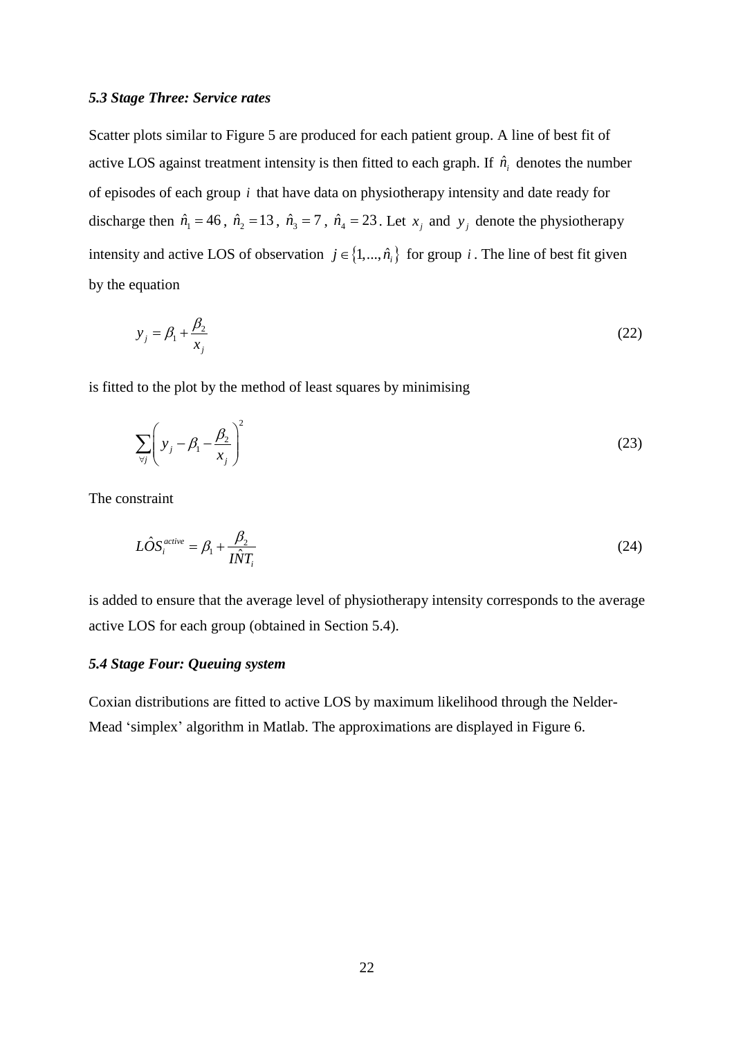### *5.3 Stage Three: Service rates*

Scatter plots similar to Figure 5 are produced for each patient group. A line of best fit of active LOS against treatment intensity is then fitted to each graph. If $\hat{n}_i$ denotes the number of episodes of each group $i$ that have data on physiotherapy intensity and date ready for discharge then $\hat{n}_1 = 46$, $\hat{n}_2 = 13$, $\hat{n}_3 = 7$, $\hat{n}_4 = 23$. Let $x_j$ and $y_j$ denote the physiotherapy intensity and active LOS of observation $j \in \{1,...,\hat{n}_i\}$ for group $i$. The line of best fit given by the equation

$$y_j = \beta_1 + \frac{\beta_2}{x_j} \tag{22}$$

is fitted to the plot by the method of least squares by minimising

$$\sum_{\forall j} \left( y_j - \beta_1 - \frac{\beta_2}{x_j} \right)^2 \tag{23}$$

The constraint

$$L\hat{O}S_i^{active} = \beta_1 + \frac{\beta_2}{I\hat{N}T_i} \tag{24}$$

is added to ensure that the average level of physiotherapy intensity corresponds to the average active LOS for each group (obtained in Section 5.4).

### *5.4 Stage Four: Queuing system*

Coxian distributions are fitted to active LOS by maximum likelihood through the Nelder-Mead 'simplex' algorithm in Matlab. The approximations are displayed in Figure 6.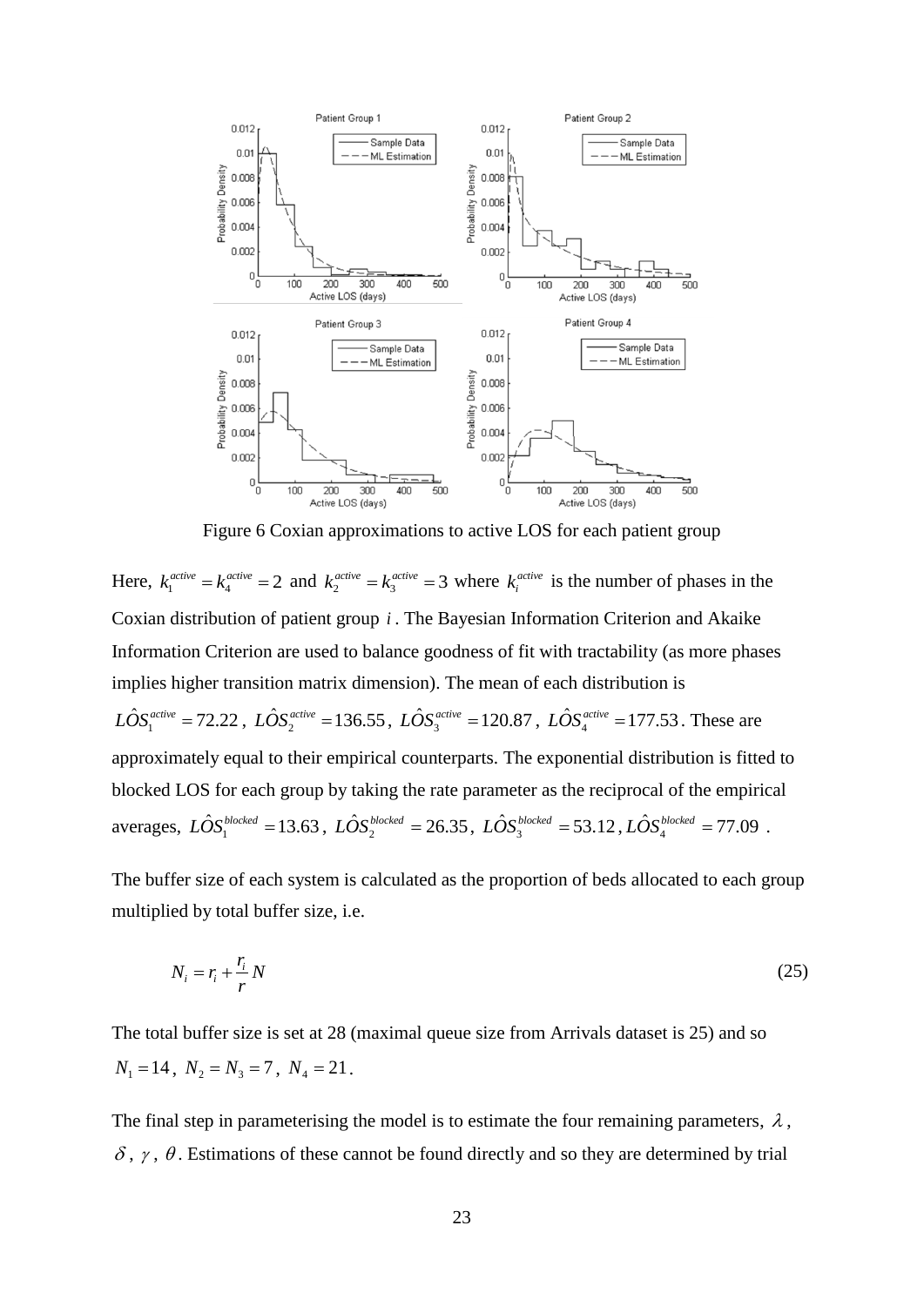Figure 6 Coxian approximations to active LOS for each patient group

Here, $k_1^{active} = k_4^{active} = 2$ and $k_2^{active} = k_3^{active} = 3$ where $k_i^{active}$ is the number of phases in the Coxian distribution of patient group $i$. The Bayesian Information Criterion and Akaike Information Criterion are used to balance goodness of fit with tractability (as more phases implies higher transition matrix dimension). The mean of each distribution is $L\hat{O}S_1^{active} = 72.22$, $L\hat{O}S_2^{active} = 136.55$, $L\hat{O}S_3^{active} = 120.87$, $L\hat{O}S_4^{active} = 177.53$. These are approximately equal to their empirical counterparts. The exponential distribution is fitted to blocked LOS for each group by taking the rate parameter as the reciprocal of the empirical averages, $L\hat{O}S_1^{blocked} = 13.63$, $L\hat{O}S_2^{blocked} = 26.35$, $L\hat{O}S_3^{blocked} = 53.12$, $L\hat{O}S_4^{blocked} = 77.09$.

The buffer size of each system is calculated as the proportion of beds allocated to each group multiplied by total buffer size, i.e.

$$N_i = r_i + \frac{r_i}{r} N \tag{25}$$

The total buffer size is set at 28 (maximal queue size from Arrivals dataset is 25) and so $N_1 = 14$, $N_2 = N_3 = 7$, $N_4 = 21$.

The final step in parameterising the model is to estimate the four remaining parameters, $\lambda$, $\delta$, $\gamma$, $\theta$. Estimations of these cannot be found directly and so they are determined by trial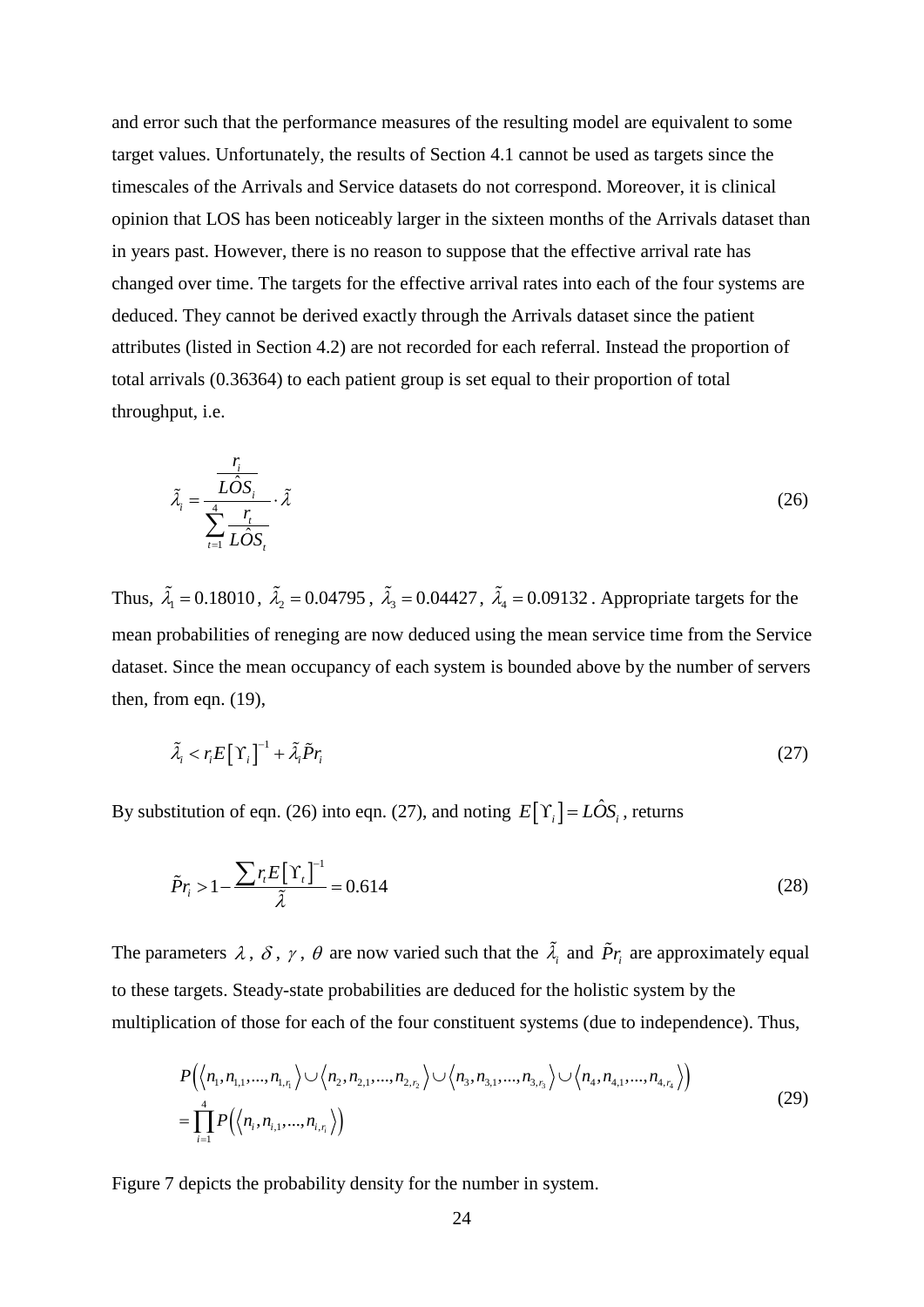and error such that the performance measures of the resulting model are equivalent to some target values. Unfortunately, the results of Section 4.1 cannot be used as targets since the timescales of the Arrivals and Service datasets do not correspond. Moreover, it is clinical opinion that LOS has been noticeably larger in the sixteen months of the Arrivals dataset than in years past. However, there is no reason to suppose that the effective arrival rate has changed over time. The targets for the effective arrival rates into each of the four systems are deduced. They cannot be derived exactly through the Arrivals dataset since the patient attributes (listed in Section 4.2) are not recorded for each referral. Instead the proportion of total arrivals (0.36364) to each patient group is set equal to their proportion of total throughput, i.e.

$$\tilde{\lambda}_i = \frac{\dfrac{r_i}{L\hat{O}S_i}}{\displaystyle\sum_{t=1}^{4} \frac{r_t}{L\hat{O}S_t}} \cdot \tilde{\lambda} \tag{26}$$

Thus, $\tilde{\lambda}_1 = 0.18010$, $\tilde{\lambda}_2 = 0.04795$, $\tilde{\lambda}_3 = 0.04427$, $\tilde{\lambda}_4 = 0.09132$. Appropriate targets for the mean probabilities of reneging are now deduced using the mean service time from the Service dataset. Since the mean occupancy of each system is bounded above by the number of servers then, from eqn. (19),

$$\tilde{\lambda}_i < r_i E\left[\Upsilon_i\right]^{-1} + \tilde{\lambda}_i \tilde{P}r_i \tag{27}$$

By substitution of eqn. (26) into eqn. (27), and noting $E\left[\Upsilon_i\right] = L\hat{O}S_i$, returns

$$\tilde{P}r_i > 1 - \frac{\sum r_t E\left[\Upsilon_t\right]^{-1}}{\tilde{\lambda}} = 0.614 \tag{28}$$

The parameters $\lambda$, $\delta$, $\gamma$, $\theta$ are now varied such that the $\tilde{\lambda}_i$ and $\tilde{P}r_i$ are approximately equal to these targets. Steady-state probabilities are deduced for the holistic system by the multiplication of those for each of the four constituent systems (due to independence). Thus,

$$\begin{aligned} &P\left(\left\langle n_1, n_{1,1}, \ldots, n_{1,r_1} \right\rangle \cup \left\langle n_2, n_{2,1}, \ldots, n_{2,r_2} \right\rangle \cup \left\langle n_3, n_{3,1}, \ldots, n_{3,r_3} \right\rangle \cup \left\langle n_4, n_{4,1}, \ldots, n_{4,r_4} \right\rangle\right) \\ &= \prod_{i=1}^{4} P\left(\left\langle n_i, n_{i,1}, \ldots, n_{i,r_i} \right\rangle\right) \end{aligned} \tag{29}$$

Figure 7 depicts the probability density for the number in system.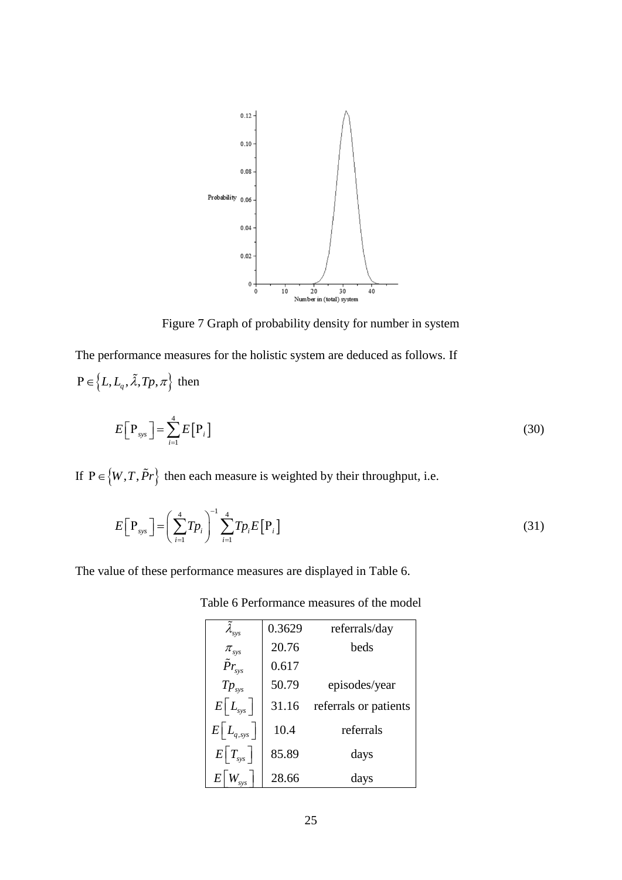Figure 7 Graph of probability density for number in system

The performance measures for the holistic system are deduced as follows. If $\mathrm{P} \in \left\{ L, L_q, \tilde{\lambda}, Tp, \pi \right\}$ then

$$E\left[\mathrm{P}_{sys}\right] = \sum_{i=1}^{4} E\left[\mathrm{P}_i\right] \tag{30}$$

If $\mathrm{P} \in \left\{ W, T, \tilde{P}r \right\}$ then each measure is weighted by their throughput, i.e.

$$E\left[\mathrm{P}_{sys}\right] = \left( \sum_{i=1}^{4} Tp_i \right)^{-1} \sum_{i=1}^{4} Tp_i E\left[\mathrm{P}_i\right] \tag{31}$$

The value of these performance measures are displayed in Table 6.

Table 6 Performance measures of the model

| | | |
|---|---|---|
| $\tilde{\lambda}_{sys}$ | 0.3629 | referrals/day |
| $\pi_{sys}$ | 20.76 | beds |
| $\tilde{P}r_{sys}$ | 0.617 | |
| $Tp_{sys}$ | 50.79 | episodes/year |
| $E\left[L_{sys}\right]$ | 31.16 | referrals or patients |
| $E\left[L_{q,sys}\right]$ | 10.4 | referrals |
| $E\left[T_{sys}\right]$ | 85.89 | days |
| $E\left[W_{sys}\right]$ | 28.66 | days |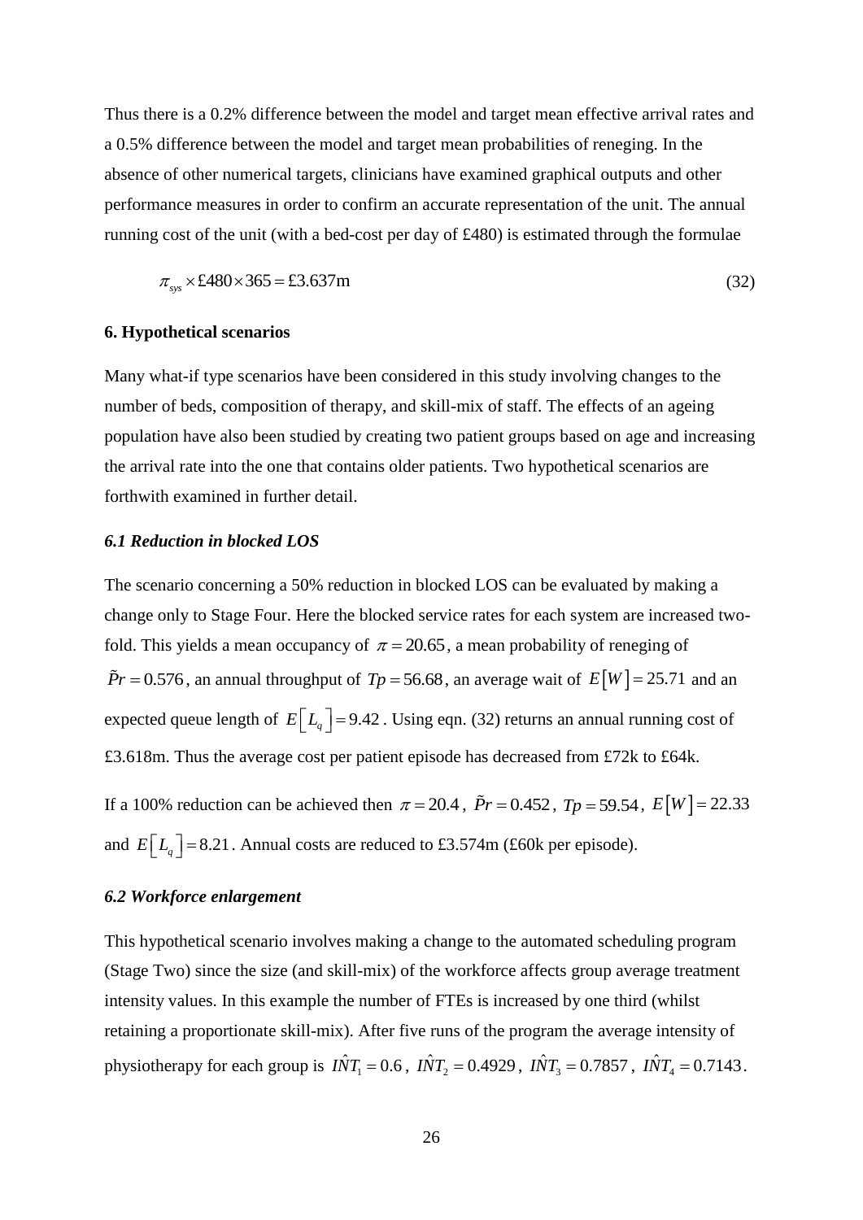Thus there is a 0.2% difference between the model and target mean effective arrival rates and a 0.5% difference between the model and target mean probabilities of reneging. In the absence of other numerical targets, clinicians have examined graphical outputs and other performance measures in order to confirm an accurate representation of the unit. The annual running cost of the unit (with a bed-cost per day of £480) is estimated through the formulae

$$\pi_{sys} \times £480 \times 365 = £3.637\text{m} \tag{32}$$

## 6. Hypothetical scenarios

Many what-if type scenarios have been considered in this study involving changes to the number of beds, composition of therapy, and skill-mix of staff. The effects of an ageing population have also been studied by creating two patient groups based on age and increasing the arrival rate into the one that contains older patients. Two hypothetical scenarios are forthwith examined in further detail.

### *6.1 Reduction in blocked LOS*

The scenario concerning a 50% reduction in blocked LOS can be evaluated by making a change only to Stage Four. Here the blocked service rates for each system are increased two-fold. This yields a mean occupancy of $\pi = 20.65$, a mean probability of reneging of $\tilde{P}r = 0.576$, an annual throughput of $Tp = 56.68$, an average wait of $E[W] = 25.71$ and an expected queue length of $E\left[L_q\right] = 9.42$. Using eqn. (32) returns an annual running cost of £3.618m. Thus the average cost per patient episode has decreased from £72k to £64k.

If a 100% reduction can be achieved then $\pi = 20.4$, $\tilde{P}r = 0.452$, $Tp = 59.54$, $E[W] = 22.33$ and $E\left[L_q\right] = 8.21$. Annual costs are reduced to £3.574m (£60k per episode).

### *6.2 Workforce enlargement*

This hypothetical scenario involves making a change to the automated scheduling program (Stage Two) since the size (and skill-mix) of the workforce affects group average treatment intensity values. In this example the number of FTEs is increased by one third (whilst retaining a proportionate skill-mix). After five runs of the program the average intensity of physiotherapy for each group is $I\hat{N}T_1 = 0.6$, $I\hat{N}T_2 = 0.4929$, $I\hat{N}T_3 = 0.7857$, $I\hat{N}T_4 = 0.7143$.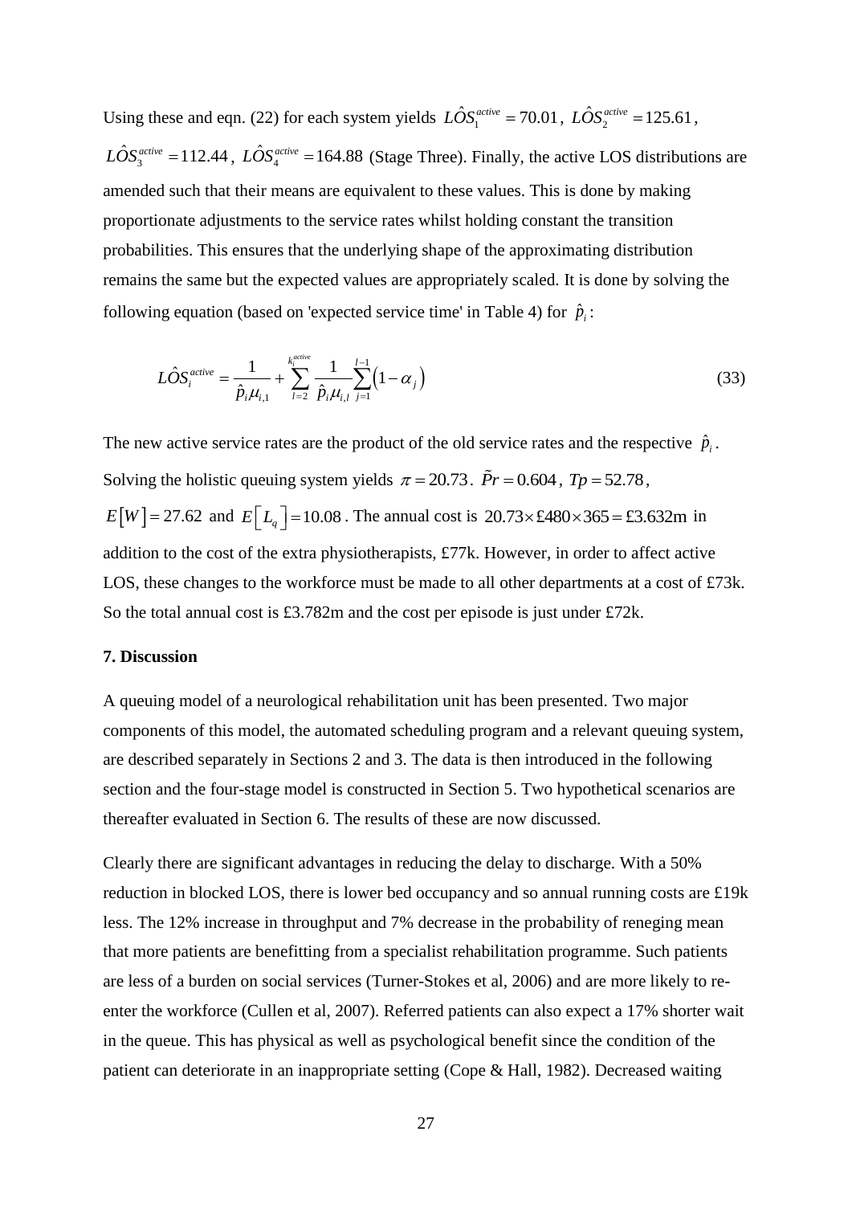Using these and eqn. (22) for each system yields $L\hat{O}S_1^{active} = 70.01$, $L\hat{O}S_2^{active} = 125.61$, $L\hat{O}S_3^{active} = 112.44$, $L\hat{O}S_4^{active} = 164.88$ (Stage Three). Finally, the active LOS distributions are amended such that their means are equivalent to these values. This is done by making proportionate adjustments to the service rates whilst holding constant the transition probabilities. This ensures that the underlying shape of the approximating distribution remains the same but the expected values are appropriately scaled. It is done by solving the following equation (based on 'expected service time' in Table 4) for $\hat{p}_i$:

$$L\hat{O}S_i^{active} = \frac{1}{\hat{p}_i \mu_{i,1}} + \sum_{l=2}^{k_i^{active}} \frac{1}{\hat{p}_i \mu_{i,l}} \sum_{j=1}^{l-1} \left(1 - \alpha_j\right) \tag{33}$$

The new active service rates are the product of the old service rates and the respective $\hat{p}_i$. Solving the holistic queuing system yields $\pi = 20.73$. $\tilde{P}r = 0.604$, $Tp = 52.78$, $E[W] = 27.62$ and $E\left[L_q\right] = 10.08$. The annual cost is $20.73 \times £480 \times 365 = £3.632\text{m}$ in addition to the cost of the extra physiotherapists, £77k. However, in order to affect active LOS, these changes to the workforce must be made to all other departments at a cost of £73k. So the total annual cost is £3.782m and the cost per episode is just under £72k.

## 7. Discussion

A queuing model of a neurological rehabilitation unit has been presented. Two major components of this model, the automated scheduling program and a relevant queuing system, are described separately in Sections 2 and 3. The data is then introduced in the following section and the four-stage model is constructed in Section 5. Two hypothetical scenarios are thereafter evaluated in Section 6. The results of these are now discussed.

Clearly there are significant advantages in reducing the delay to discharge. With a 50% reduction in blocked LOS, there is lower bed occupancy and so annual running costs are £19k less. The 12% increase in throughput and 7% decrease in the probability of reneging mean that more patients are benefitting from a specialist rehabilitation programme. Such patients are less of a burden on social services (Turner-Stokes et al, 2006) and are more likely to re-enter the workforce (Cullen et al, 2007). Referred patients can also expect a 17% shorter wait in the queue. This has physical as well as psychological benefit since the condition of the patient can deteriorate in an inappropriate setting (Cope & Hall, 1982). Decreased waiting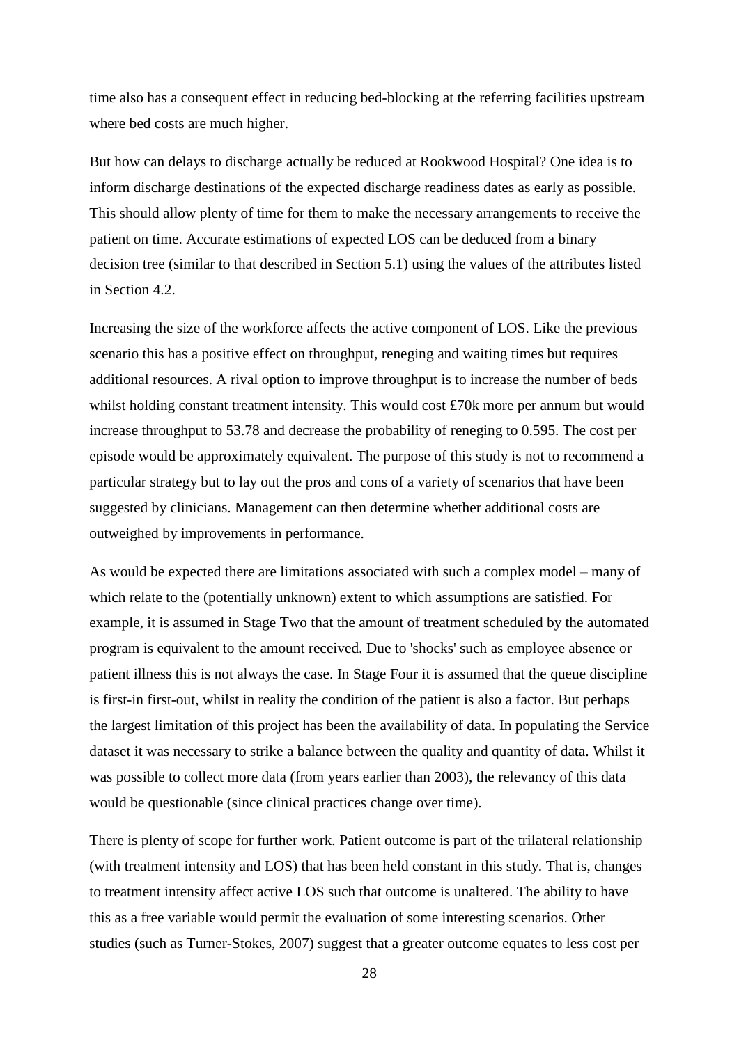time also has a consequent effect in reducing bed-blocking at the referring facilities upstream where bed costs are much higher.

But how can delays to discharge actually be reduced at Rookwood Hospital? One idea is to inform discharge destinations of the expected discharge readiness dates as early as possible. This should allow plenty of time for them to make the necessary arrangements to receive the patient on time. Accurate estimations of expected LOS can be deduced from a binary decision tree (similar to that described in Section 5.1) using the values of the attributes listed in Section 4.2.

Increasing the size of the workforce affects the active component of LOS. Like the previous scenario this has a positive effect on throughput, reneging and waiting times but requires additional resources. A rival option to improve throughput is to increase the number of beds whilst holding constant treatment intensity. This would cost £70k more per annum but would increase throughput to 53.78 and decrease the probability of reneging to 0.595. The cost per episode would be approximately equivalent. The purpose of this study is not to recommend a particular strategy but to lay out the pros and cons of a variety of scenarios that have been suggested by clinicians. Management can then determine whether additional costs are outweighed by improvements in performance.

As would be expected there are limitations associated with such a complex model – many of which relate to the (potentially unknown) extent to which assumptions are satisfied. For example, it is assumed in Stage Two that the amount of treatment scheduled by the automated program is equivalent to the amount received. Due to 'shocks' such as employee absence or patient illness this is not always the case. In Stage Four it is assumed that the queue discipline is first-in first-out, whilst in reality the condition of the patient is also a factor. But perhaps the largest limitation of this project has been the availability of data. In populating the Service dataset it was necessary to strike a balance between the quality and quantity of data. Whilst it was possible to collect more data (from years earlier than 2003), the relevancy of this data would be questionable (since clinical practices change over time).

There is plenty of scope for further work. Patient outcome is part of the trilateral relationship (with treatment intensity and LOS) that has been held constant in this study. That is, changes to treatment intensity affect active LOS such that outcome is unaltered. The ability to have this as a free variable would permit the evaluation of some interesting scenarios. Other studies (such as Turner-Stokes, 2007) suggest that a greater outcome equates to less cost per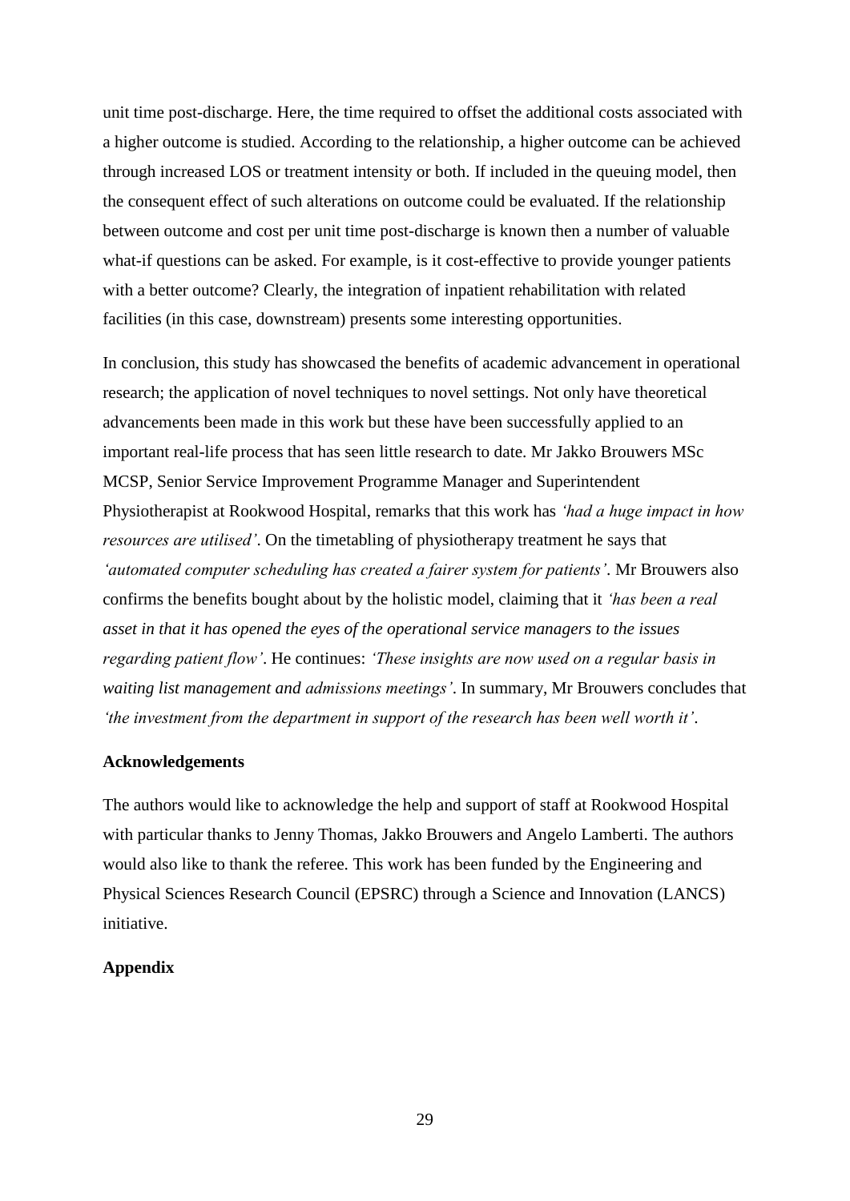unit time post-discharge. Here, the time required to offset the additional costs associated with a higher outcome is studied. According to the relationship, a higher outcome can be achieved through increased LOS or treatment intensity or both. If included in the queuing model, then the consequent effect of such alterations on outcome could be evaluated. If the relationship between outcome and cost per unit time post-discharge is known then a number of valuable what-if questions can be asked. For example, is it cost-effective to provide younger patients with a better outcome? Clearly, the integration of inpatient rehabilitation with related facilities (in this case, downstream) presents some interesting opportunities.

In conclusion, this study has showcased the benefits of academic advancement in operational research; the application of novel techniques to novel settings. Not only have theoretical advancements been made in this work but these have been successfully applied to an important real-life process that has seen little research to date. Mr Jakko Brouwers MSc MCSP, Senior Service Improvement Programme Manager and Superintendent Physiotherapist at Rookwood Hospital, remarks that this work has *'had a huge impact in how resources are utilised'*. On the timetabling of physiotherapy treatment he says that *'automated computer scheduling has created a fairer system for patients'*. Mr Brouwers also confirms the benefits bought about by the holistic model, claiming that it *'has been a real asset in that it has opened the eyes of the operational service managers to the issues regarding patient flow'*. He continues: *'These insights are now used on a regular basis in waiting list management and admissions meetings'*. In summary, Mr Brouwers concludes that *'the investment from the department in support of the research has been well worth it'*.

## Acknowledgements

The authors would like to acknowledge the help and support of staff at Rookwood Hospital with particular thanks to Jenny Thomas, Jakko Brouwers and Angelo Lamberti. The authors would also like to thank the referee. This work has been funded by the Engineering and Physical Sciences Research Council (EPSRC) through a Science and Innovation (LANCS) initiative.

## Appendix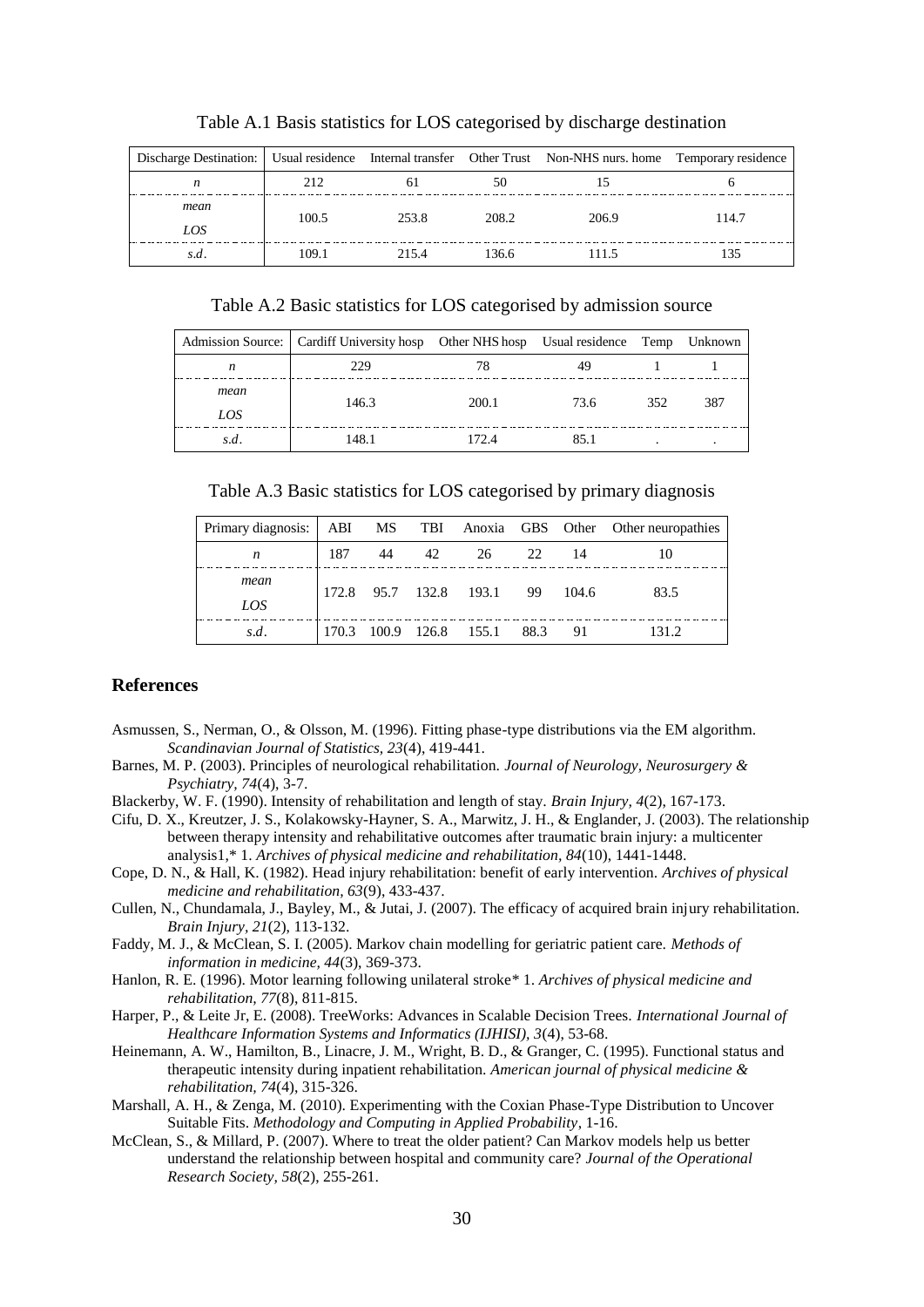Table A.1 Basis statistics for LOS categorised by discharge destination

| Discharge Destination: | Usual residence | Internal transfer | Other Trust | Non-NHS nurs. home | Temporary residence |
|---|---|---|---|---|---|
| *n* | 212 | 61 | 50 | 15 | 6 |
| *mean LOS* | 100.5 | 253.8 | 208.2 | 206.9 | 114.7 |
| *s.d.* | 109.1 | 215.4 | 136.6 | 111.5 | 135 |

Table A.2 Basic statistics for LOS categorised by admission source

| Admission Source: | Cardiff University hosp | Other NHS hosp | Usual residence | Temp | Unknown |
|---|---|---|---|---|---|
| *n* | 229 | 78 | 49 | 1 | 1 |
| *mean LOS* | 146.3 | 200.1 | 73.6 | 352 | 387 |
| *s.d.* | 148.1 | 172.4 | 85.1 | . | . |

Table A.3 Basic statistics for LOS categorised by primary diagnosis

| Primary diagnosis: | ABI | MS | TBI | Anoxia | GBS | Other | Other neuropathies |
|---|---|---|---|---|---|---|---|
| *n* | 187 | 44 | 42 | 26 | 22 | 14 | 10 |
| *mean LOS* | 172.8 | 95.7 | 132.8 | 193.1 | 99 | 104.6 | 83.5 |
| *s.d.* | 170.3 | 100.9 | 126.8 | 155.1 | 88.3 | 91 | 131.2 |

## References

Asmussen, S., Nerman, O., & Olsson, M. (1996). Fitting phase-type distributions via the EM algorithm. *Scandinavian Journal of Statistics, 23*(4), 419-441.

Barnes, M. P. (2003). Principles of neurological rehabilitation. *Journal of Neurology, Neurosurgery & Psychiatry, 74*(4), 3-7.

Blackerby, W. F. (1990). Intensity of rehabilitation and length of stay. *Brain Injury, 4*(2), 167-173.

Cifu, D. X., Kreutzer, J. S., Kolakowsky-Hayner, S. A., Marwitz, J. H., & Englander, J. (2003). The relationship between therapy intensity and rehabilitative outcomes after traumatic brain injury: a multicenter analysis1,* 1. *Archives of physical medicine and rehabilitation, 84*(10), 1441-1448.

Cope, D. N., & Hall, K. (1982). Head injury rehabilitation: benefit of early intervention. *Archives of physical medicine and rehabilitation, 63*(9), 433-437.

Cullen, N., Chundamala, J., Bayley, M., & Jutai, J. (2007). The efficacy of acquired brain injury rehabilitation. *Brain Injury, 21*(2), 113-132.

Faddy, M. J., & McClean, S. I. (2005). Markov chain modelling for geriatric patient care. *Methods of information in medicine, 44*(3), 369-373.

Hanlon, R. E. (1996). Motor learning following unilateral stroke* 1. *Archives of physical medicine and rehabilitation, 77*(8), 811-815.

Harper, P., & Leite Jr, E. (2008). TreeWorks: Advances in Scalable Decision Trees. *International Journal of Healthcare Information Systems and Informatics (IJHISI), 3*(4), 53-68.

Heinemann, A. W., Hamilton, B., Linacre, J. M., Wright, B. D., & Granger, C. (1995). Functional status and therapeutic intensity during inpatient rehabilitation. *American journal of physical medicine & rehabilitation, 74*(4), 315-326.

Marshall, A. H., & Zenga, M. (2010). Experimenting with the Coxian Phase-Type Distribution to Uncover Suitable Fits. *Methodology and Computing in Applied Probability*, 1-16.

McClean, S., & Millard, P. (2007). Where to treat the older patient? Can Markov models help us better understand the relationship between hospital and community care? *Journal of the Operational Research Society, 58*(2), 255-261.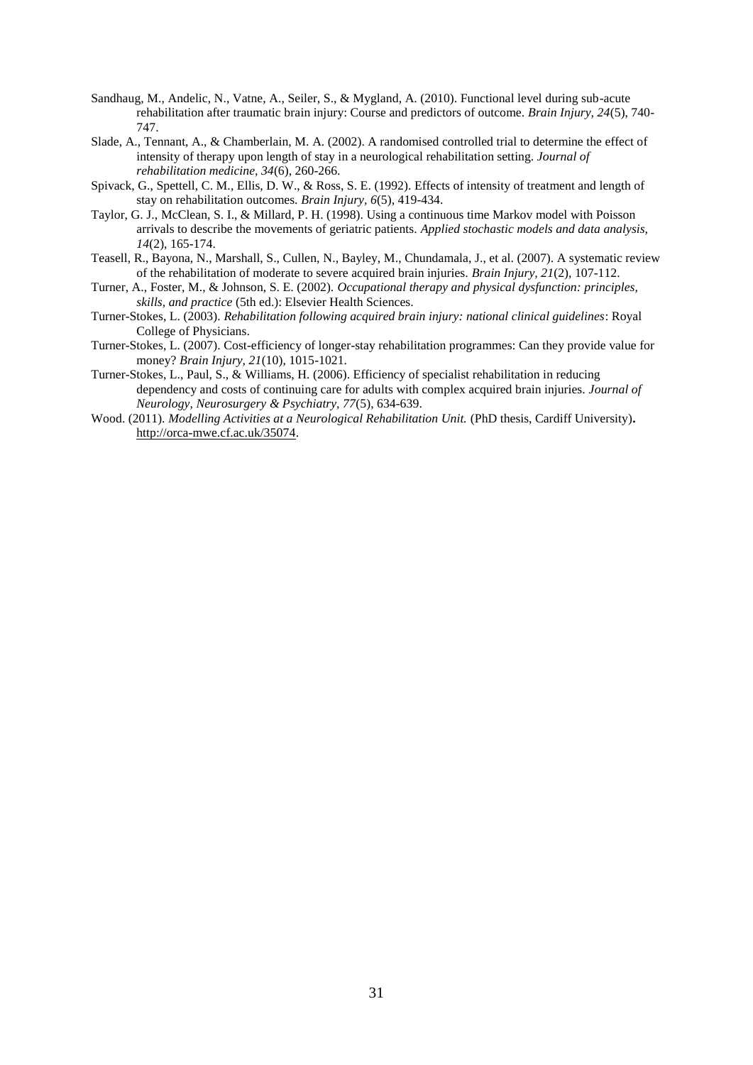Sandhaug, M., Andelic, N., Vatne, A., Seiler, S., & Mygland, A. (2010). Functional level during sub-acute rehabilitation after traumatic brain injury: Course and predictors of outcome. *Brain Injury, 24*(5), 740-747.

Slade, A., Tennant, A., & Chamberlain, M. A. (2002). A randomised controlled trial to determine the effect of intensity of therapy upon length of stay in a neurological rehabilitation setting. *Journal of rehabilitation medicine, 34*(6), 260-266.

Spivack, G., Spettell, C. M., Ellis, D. W., & Ross, S. E. (1992). Effects of intensity of treatment and length of stay on rehabilitation outcomes. *Brain Injury, 6*(5), 419-434.

Taylor, G. J., McClean, S. I., & Millard, P. H. (1998). Using a continuous time Markov model with Poisson arrivals to describe the movements of geriatric patients. *Applied stochastic models and data analysis, 14*(2), 165-174.

Teasell, R., Bayona, N., Marshall, S., Cullen, N., Bayley, M., Chundamala, J., et al. (2007). A systematic review of the rehabilitation of moderate to severe acquired brain injuries. *Brain Injury, 21*(2), 107-112.

Turner, A., Foster, M., & Johnson, S. E. (2002). *Occupational therapy and physical dysfunction: principles, skills, and practice* (5th ed.): Elsevier Health Sciences.

Turner-Stokes, L. (2003). *Rehabilitation following acquired brain injury: national clinical guidelines*: Royal College of Physicians.

Turner-Stokes, L. (2007). Cost-efficiency of longer-stay rehabilitation programmes: Can they provide value for money? *Brain Injury, 21*(10), 1015-1021.

Turner-Stokes, L., Paul, S., & Williams, H. (2006). Efficiency of specialist rehabilitation in reducing dependency and costs of continuing care for adults with complex acquired brain injuries. *Journal of Neurology, Neurosurgery & Psychiatry, 77*(5), 634-639.

Wood. (2011). *Modelling Activities at a Neurological Rehabilitation Unit.* (PhD thesis, Cardiff University)**.** http://orca-mwe.cf.ac.uk/35074.